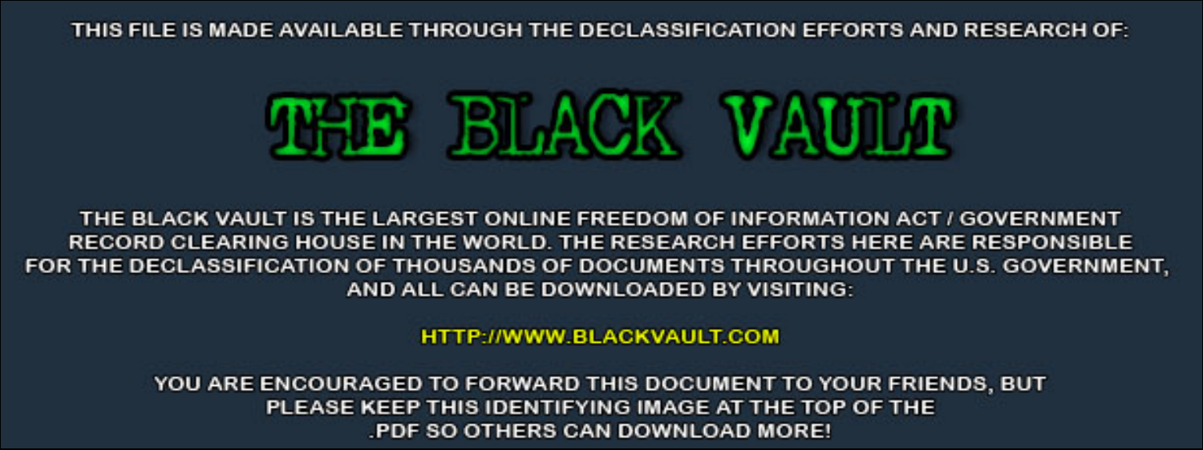THIS FILE IS MADE AVAILABLE THROUGH THE DECLASSIFICATION EFFORTS AND RESEARCH OF:

# THE BLACK VAULT

THE BLACK VAULT IS THE LARGEST ONLINE FREEDOM OF INFORMATION ACT / GOVERNMENT RECORD CLEARING HOUSE IN THE WORLD. THE RESEARCH EFFORTS HERE ARE RESPONSIBLE FOR THE DECLASSIFICATION OF THOUSANDS OF DOCUMENTS THROUGHOUT THE U.S. GOVERNMENT, AND ALL CAN BE DOWNLOADED BY VISITING:

HTTP://WWW.BLACKVAULT.COM

YOU ARE ENCOURAGED TO FORWARD THIS DOCUMENT TO YOUR FRIENDS, BUT PLEASE KEEP THIS IDENTIFYING IMAGE AT THE TOP OF THE .PDF SO OTHERS CAN DOWNLOAD MORE!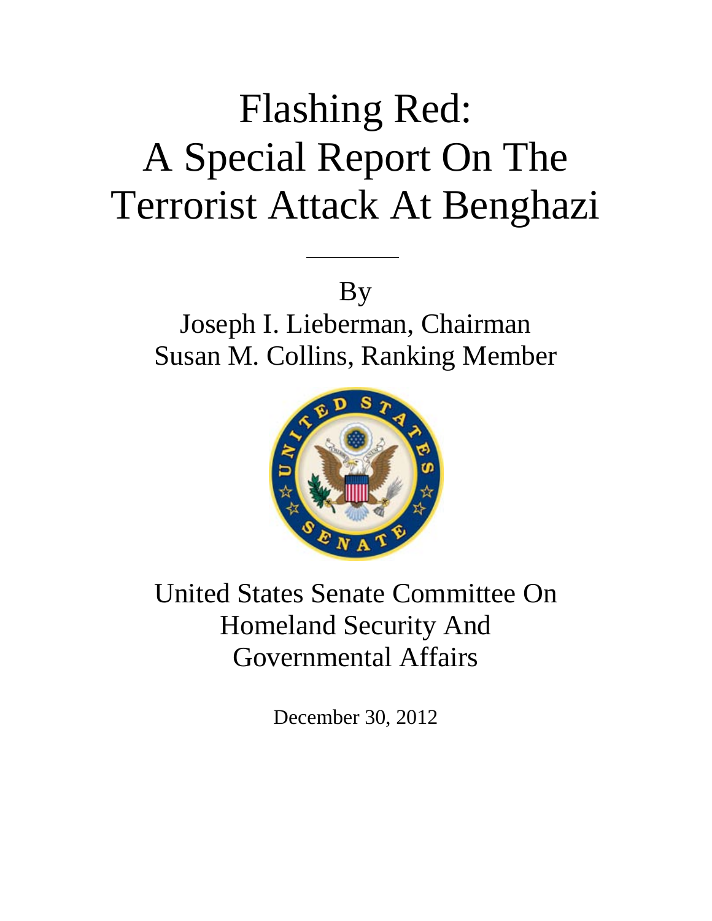# Flashing Red: A Special Report On The Terrorist Attack At Benghazi

By

Joseph I. Lieberman, Chairman

Susan M. Collins, Ranking Member

United States Senate Committee On Homeland Security And Governmental Affairs

December 30, 2012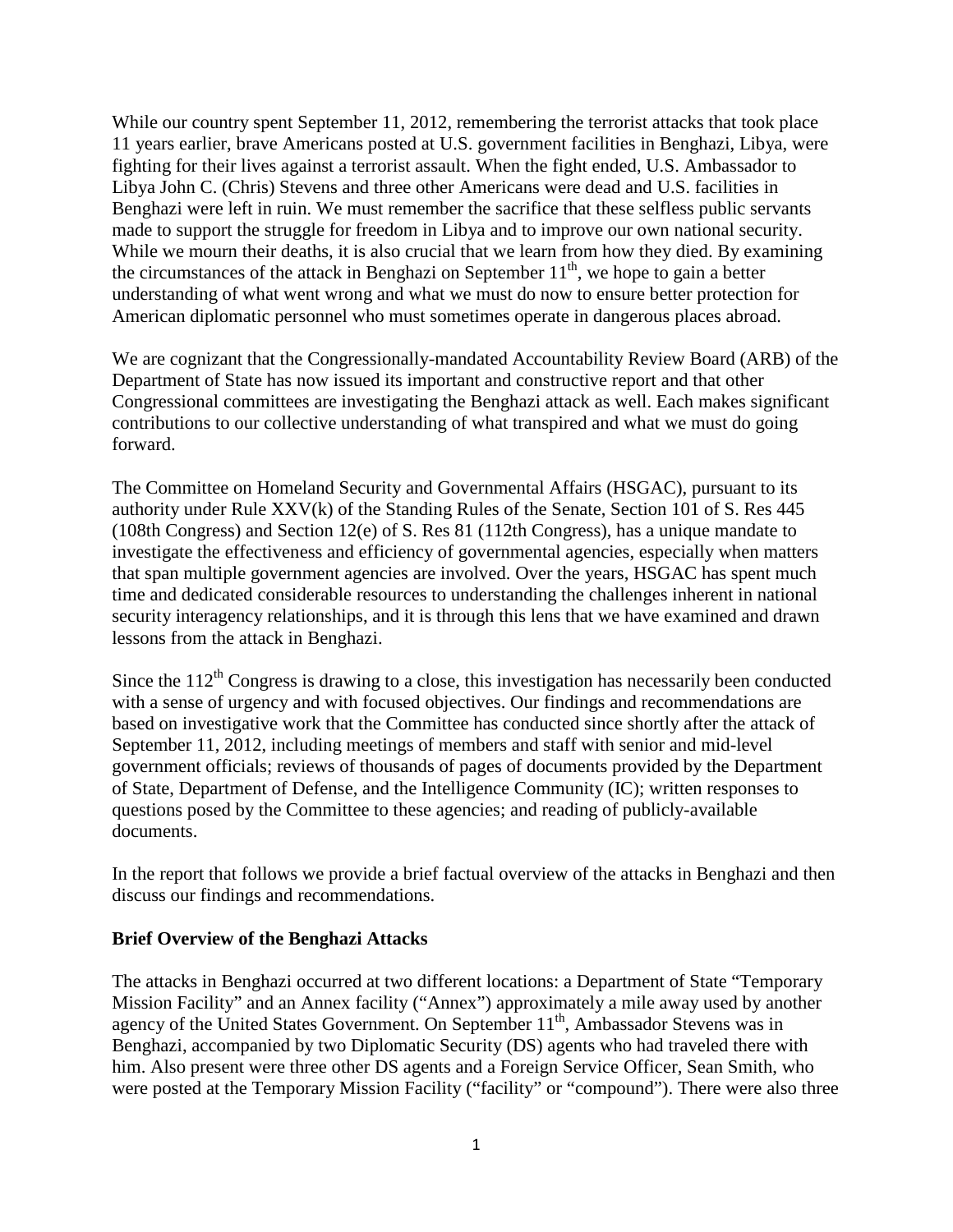While our country spent September 11, 2012, remembering the terrorist attacks that took place 11 years earlier, brave Americans posted at U.S. government facilities in Benghazi, Libya, were fighting for their lives against a terrorist assault. When the fight ended, U.S. Ambassador to Libya John C. (Chris) Stevens and three other Americans were dead and U.S. facilities in Benghazi were left in ruin. We must remember the sacrifice that these selfless public servants made to support the struggle for freedom in Libya and to improve our own national security. While we mourn their deaths, it is also crucial that we learn from how they died. By examining the circumstances of the attack in Benghazi on September 11th, we hope to gain a better understanding of what went wrong and what we must do now to ensure better protection for American diplomatic personnel who must sometimes operate in dangerous places abroad.

We are cognizant that the Congressionally-mandated Accountability Review Board (ARB) of the Department of State has now issued its important and constructive report and that other Congressional committees are investigating the Benghazi attack as well. Each makes significant contributions to our collective understanding of what transpired and what we must do going forward.

The Committee on Homeland Security and Governmental Affairs (HSGAC), pursuant to its authority under Rule XXV(k) of the Standing Rules of the Senate, Section 101 of S. Res 445 (108th Congress) and Section 12(e) of S. Res 81 (112th Congress), has a unique mandate to investigate the effectiveness and efficiency of governmental agencies, especially when matters that span multiple government agencies are involved. Over the years, HSGAC has spent much time and dedicated considerable resources to understanding the challenges inherent in national security interagency relationships, and it is through this lens that we have examined and drawn lessons from the attack in Benghazi.

Since the 112th Congress is drawing to a close, this investigation has necessarily been conducted with a sense of urgency and with focused objectives. Our findings and recommendations are based on investigative work that the Committee has conducted since shortly after the attack of September 11, 2012, including meetings of members and staff with senior and mid-level government officials; reviews of thousands of pages of documents provided by the Department of State, Department of Defense, and the Intelligence Community (IC); written responses to questions posed by the Committee to these agencies; and reading of publicly-available documents.

In the report that follows we provide a brief factual overview of the attacks in Benghazi and then discuss our findings and recommendations.

**Brief Overview of the Benghazi Attacks**

The attacks in Benghazi occurred at two different locations: a Department of State "Temporary Mission Facility" and an Annex facility ("Annex") approximately a mile away used by another agency of the United States Government. On September 11th, Ambassador Stevens was in Benghazi, accompanied by two Diplomatic Security (DS) agents who had traveled there with him. Also present were three other DS agents and a Foreign Service Officer, Sean Smith, who were posted at the Temporary Mission Facility ("facility" or "compound"). There were also three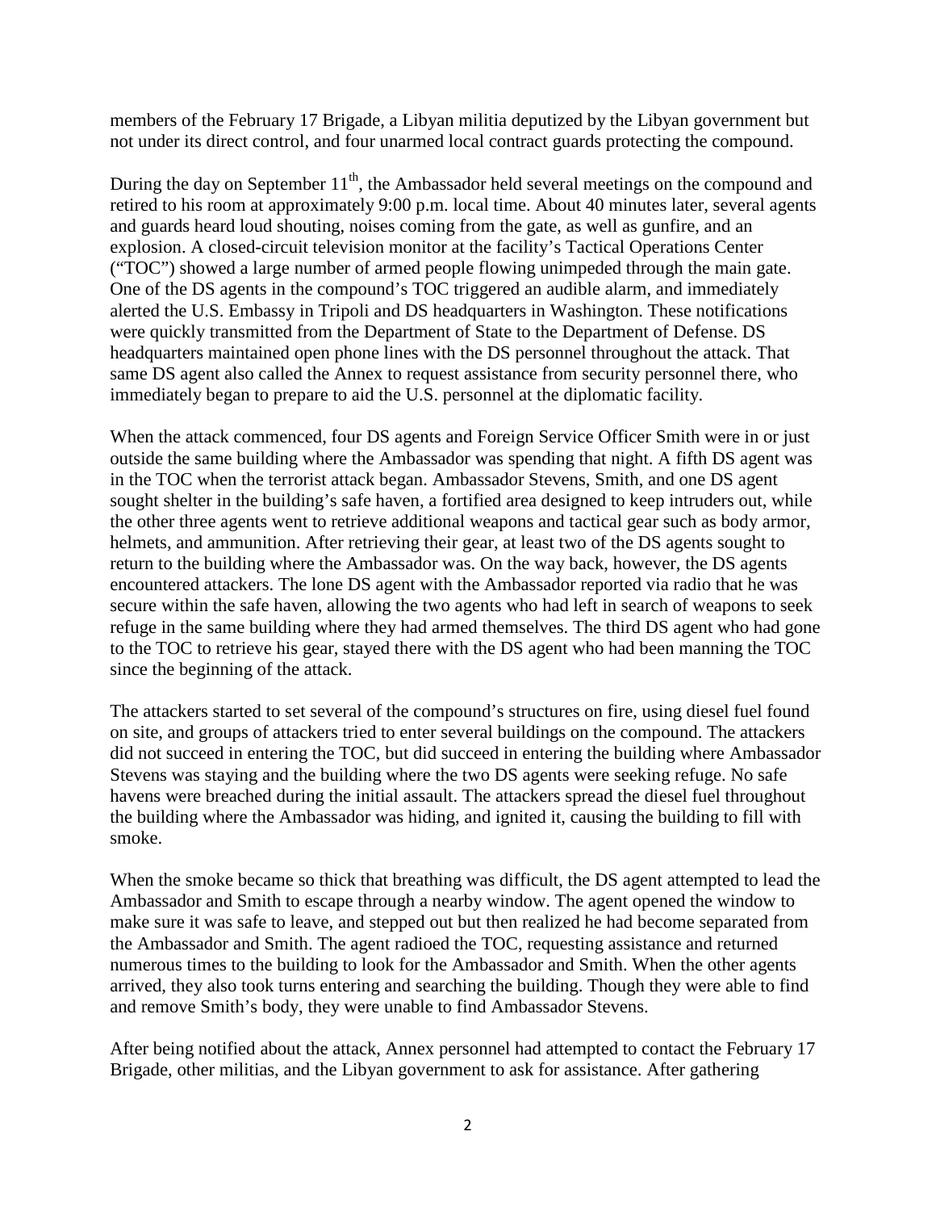members of the February 17 Brigade, a Libyan militia deputized by the Libyan government but not under its direct control, and four unarmed local contract guards protecting the compound.

During the day on September 11th, the Ambassador held several meetings on the compound and retired to his room at approximately 9:00 p.m. local time. About 40 minutes later, several agents and guards heard loud shouting, noises coming from the gate, as well as gunfire, and an explosion. A closed-circuit television monitor at the facility's Tactical Operations Center ("TOC") showed a large number of armed people flowing unimpeded through the main gate. One of the DS agents in the compound's TOC triggered an audible alarm, and immediately alerted the U.S. Embassy in Tripoli and DS headquarters in Washington. These notifications were quickly transmitted from the Department of State to the Department of Defense. DS headquarters maintained open phone lines with the DS personnel throughout the attack. That same DS agent also called the Annex to request assistance from security personnel there, who immediately began to prepare to aid the U.S. personnel at the diplomatic facility.

When the attack commenced, four DS agents and Foreign Service Officer Smith were in or just outside the same building where the Ambassador was spending that night. A fifth DS agent was in the TOC when the terrorist attack began. Ambassador Stevens, Smith, and one DS agent sought shelter in the building's safe haven, a fortified area designed to keep intruders out, while the other three agents went to retrieve additional weapons and tactical gear such as body armor, helmets, and ammunition. After retrieving their gear, at least two of the DS agents sought to return to the building where the Ambassador was. On the way back, however, the DS agents encountered attackers. The lone DS agent with the Ambassador reported via radio that he was secure within the safe haven, allowing the two agents who had left in search of weapons to seek refuge in the same building where they had armed themselves. The third DS agent who had gone to the TOC to retrieve his gear, stayed there with the DS agent who had been manning the TOC since the beginning of the attack.

The attackers started to set several of the compound's structures on fire, using diesel fuel found on site, and groups of attackers tried to enter several buildings on the compound. The attackers did not succeed in entering the TOC, but did succeed in entering the building where Ambassador Stevens was staying and the building where the two DS agents were seeking refuge. No safe havens were breached during the initial assault. The attackers spread the diesel fuel throughout the building where the Ambassador was hiding, and ignited it, causing the building to fill with smoke.

When the smoke became so thick that breathing was difficult, the DS agent attempted to lead the Ambassador and Smith to escape through a nearby window. The agent opened the window to make sure it was safe to leave, and stepped out but then realized he had become separated from the Ambassador and Smith. The agent radioed the TOC, requesting assistance and returned numerous times to the building to look for the Ambassador and Smith. When the other agents arrived, they also took turns entering and searching the building. Though they were able to find and remove Smith's body, they were unable to find Ambassador Stevens.

After being notified about the attack, Annex personnel had attempted to contact the February 17 Brigade, other militias, and the Libyan government to ask for assistance. After gathering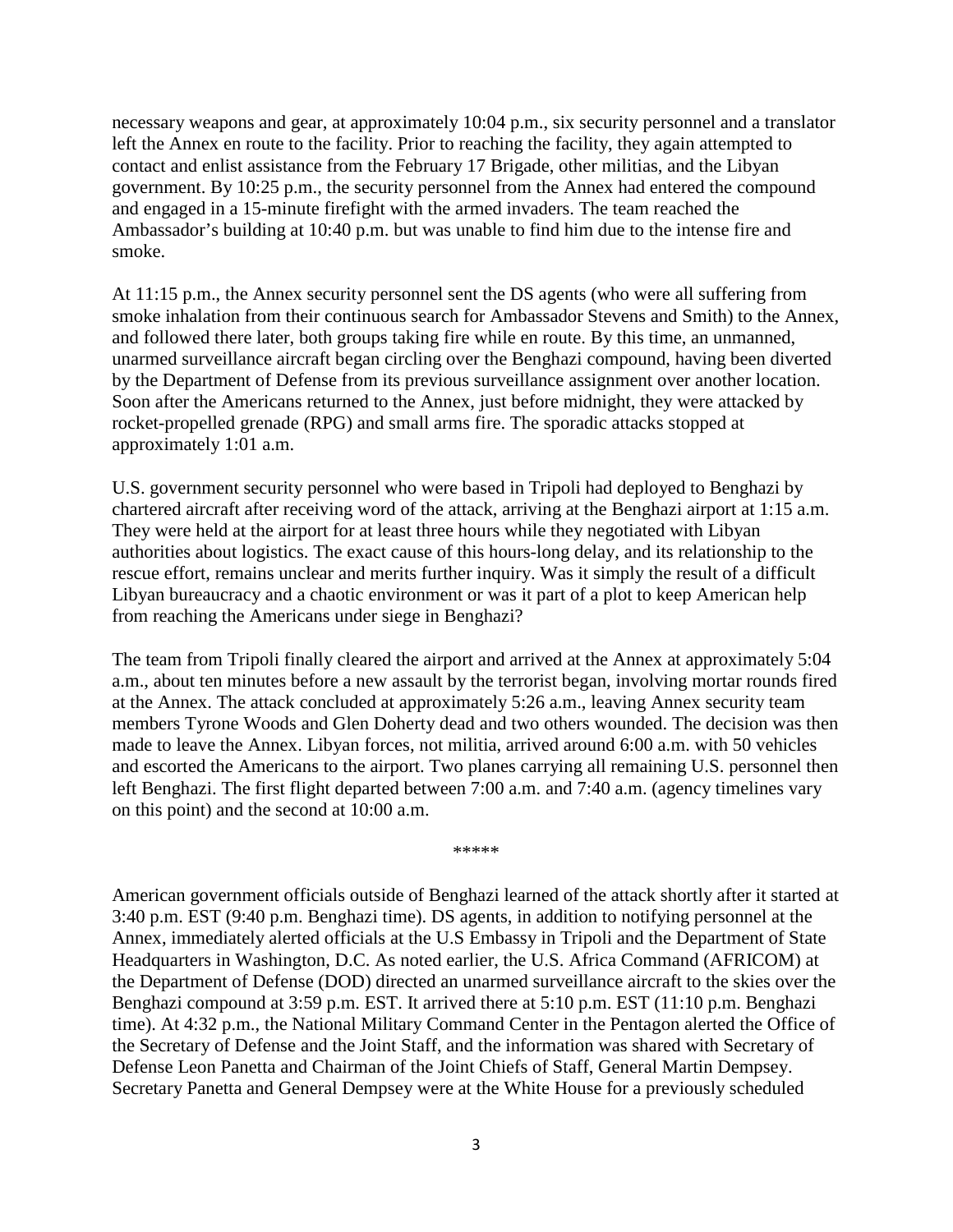necessary weapons and gear, at approximately 10:04 p.m., six security personnel and a translator left the Annex en route to the facility. Prior to reaching the facility, they again attempted to contact and enlist assistance from the February 17 Brigade, other militias, and the Libyan government. By 10:25 p.m., the security personnel from the Annex had entered the compound and engaged in a 15-minute firefight with the armed invaders. The team reached the Ambassador's building at 10:40 p.m. but was unable to find him due to the intense fire and smoke.

At 11:15 p.m., the Annex security personnel sent the DS agents (who were all suffering from smoke inhalation from their continuous search for Ambassador Stevens and Smith) to the Annex, and followed there later, both groups taking fire while en route. By this time, an unmanned, unarmed surveillance aircraft began circling over the Benghazi compound, having been diverted by the Department of Defense from its previous surveillance assignment over another location. Soon after the Americans returned to the Annex, just before midnight, they were attacked by rocket-propelled grenade (RPG) and small arms fire. The sporadic attacks stopped at approximately 1:01 a.m.

U.S. government security personnel who were based in Tripoli had deployed to Benghazi by chartered aircraft after receiving word of the attack, arriving at the Benghazi airport at 1:15 a.m. They were held at the airport for at least three hours while they negotiated with Libyan authorities about logistics. The exact cause of this hours-long delay, and its relationship to the rescue effort, remains unclear and merits further inquiry. Was it simply the result of a difficult Libyan bureaucracy and a chaotic environment or was it part of a plot to keep American help from reaching the Americans under siege in Benghazi?

The team from Tripoli finally cleared the airport and arrived at the Annex at approximately 5:04 a.m., about ten minutes before a new assault by the terrorist began, involving mortar rounds fired at the Annex. The attack concluded at approximately 5:26 a.m., leaving Annex security team members Tyrone Woods and Glen Doherty dead and two others wounded. The decision was then made to leave the Annex. Libyan forces, not militia, arrived around 6:00 a.m. with 50 vehicles and escorted the Americans to the airport. Two planes carrying all remaining U.S. personnel then left Benghazi. The first flight departed between 7:00 a.m. and 7:40 a.m. (agency timelines vary on this point) and the second at 10:00 a.m.

*****

American government officials outside of Benghazi learned of the attack shortly after it started at 3:40 p.m. EST (9:40 p.m. Benghazi time). DS agents, in addition to notifying personnel at the Annex, immediately alerted officials at the U.S Embassy in Tripoli and the Department of State Headquarters in Washington, D.C. As noted earlier, the U.S. Africa Command (AFRICOM) at the Department of Defense (DOD) directed an unarmed surveillance aircraft to the skies over the Benghazi compound at 3:59 p.m. EST. It arrived there at 5:10 p.m. EST (11:10 p.m. Benghazi time). At 4:32 p.m., the National Military Command Center in the Pentagon alerted the Office of the Secretary of Defense and the Joint Staff, and the information was shared with Secretary of Defense Leon Panetta and Chairman of the Joint Chiefs of Staff, General Martin Dempsey. Secretary Panetta and General Dempsey were at the White House for a previously scheduled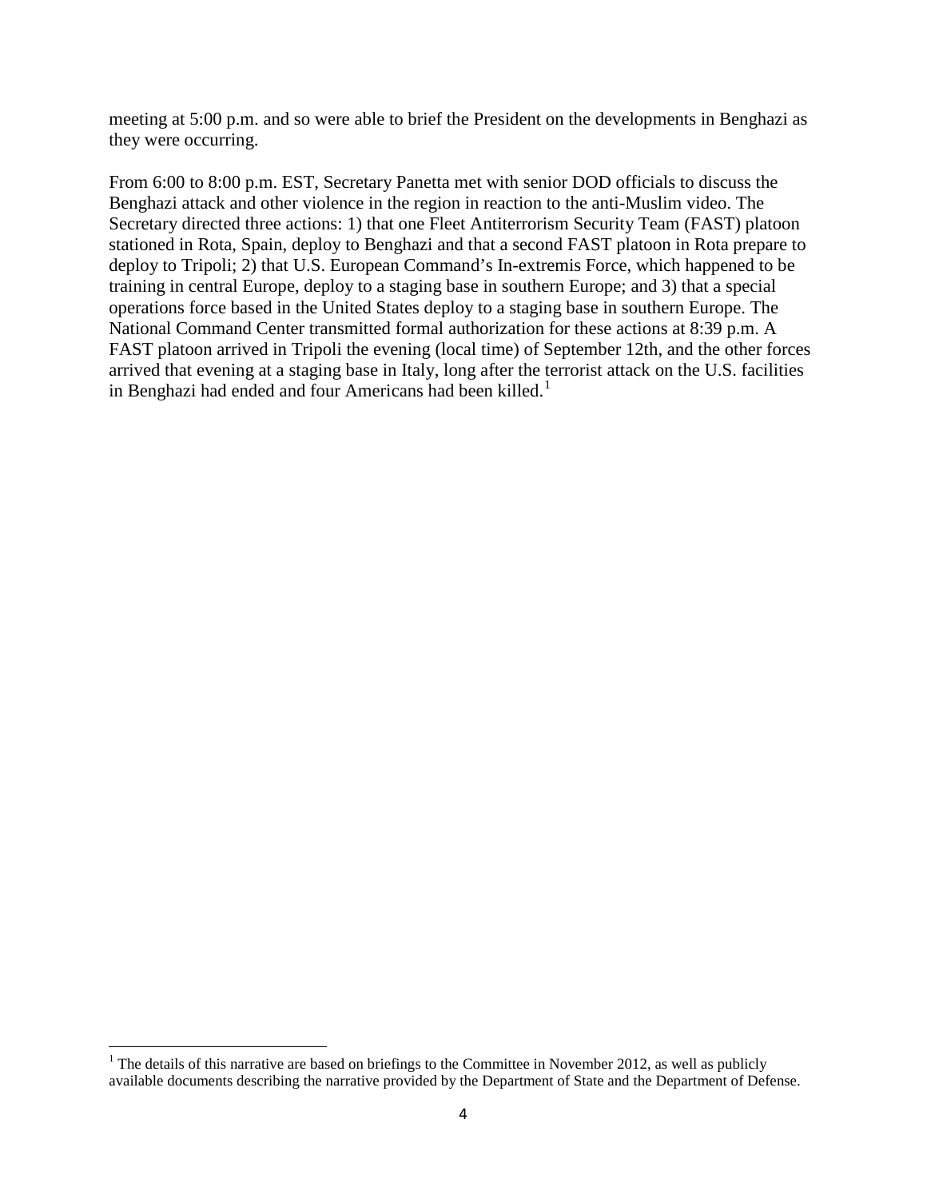meeting at 5:00 p.m. and so were able to brief the President on the developments in Benghazi as they were occurring.

From 6:00 to 8:00 p.m. EST, Secretary Panetta met with senior DOD officials to discuss the Benghazi attack and other violence in the region in reaction to the anti-Muslim video. The Secretary directed three actions: 1) that one Fleet Antiterrorism Security Team (FAST) platoon stationed in Rota, Spain, deploy to Benghazi and that a second FAST platoon in Rota prepare to deploy to Tripoli; 2) that U.S. European Command's In-extremis Force, which happened to be training in central Europe, deploy to a staging base in southern Europe; and 3) that a special operations force based in the United States deploy to a staging base in southern Europe. The National Command Center transmitted formal authorization for these actions at 8:39 p.m. A FAST platoon arrived in Tripoli the evening (local time) of September 12th, and the other forces arrived that evening at a staging base in Italy, long after the terrorist attack on the U.S. facilities in Benghazi had ended and four Americans had been killed.[1]

---

[1] The details of this narrative are based on briefings to the Committee in November 2012, as well as publicly available documents describing the narrative provided by the Department of State and the Department of Defense.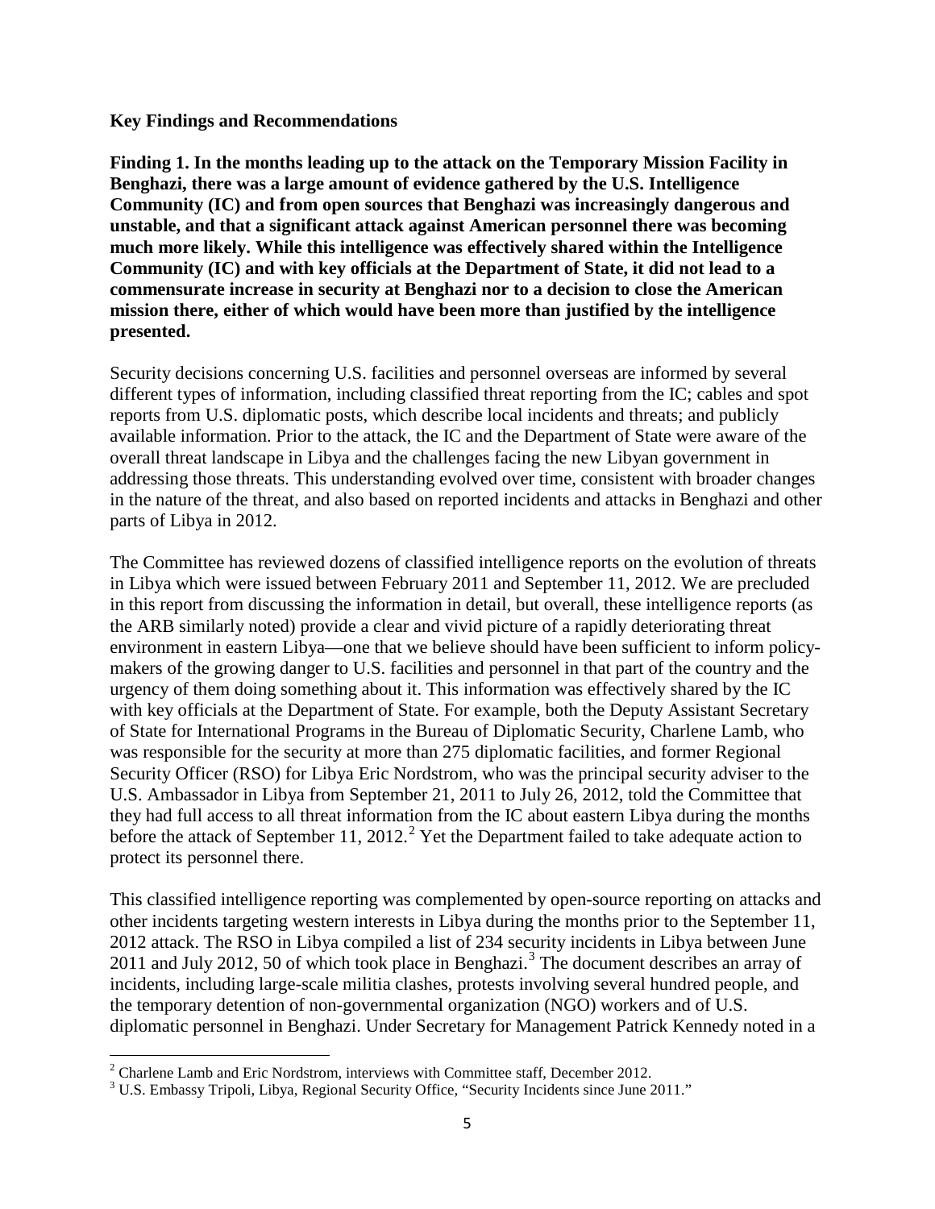**Key Findings and Recommendations**

**Finding 1. In the months leading up to the attack on the Temporary Mission Facility in Benghazi, there was a large amount of evidence gathered by the U.S. Intelligence Community (IC) and from open sources that Benghazi was increasingly dangerous and unstable, and that a significant attack against American personnel there was becoming much more likely. While this intelligence was effectively shared within the Intelligence Community (IC) and with key officials at the Department of State, it did not lead to a commensurate increase in security at Benghazi nor to a decision to close the American mission there, either of which would have been more than justified by the intelligence presented.**

Security decisions concerning U.S. facilities and personnel overseas are informed by several different types of information, including classified threat reporting from the IC; cables and spot reports from U.S. diplomatic posts, which describe local incidents and threats; and publicly available information. Prior to the attack, the IC and the Department of State were aware of the overall threat landscape in Libya and the challenges facing the new Libyan government in addressing those threats. This understanding evolved over time, consistent with broader changes in the nature of the threat, and also based on reported incidents and attacks in Benghazi and other parts of Libya in 2012.

The Committee has reviewed dozens of classified intelligence reports on the evolution of threats in Libya which were issued between February 2011 and September 11, 2012. We are precluded in this report from discussing the information in detail, but overall, these intelligence reports (as the ARB similarly noted) provide a clear and vivid picture of a rapidly deteriorating threat environment in eastern Libya—one that we believe should have been sufficient to inform policy-makers of the growing danger to U.S. facilities and personnel in that part of the country and the urgency of them doing something about it. This information was effectively shared by the IC with key officials at the Department of State. For example, both the Deputy Assistant Secretary of State for International Programs in the Bureau of Diplomatic Security, Charlene Lamb, who was responsible for the security at more than 275 diplomatic facilities, and former Regional Security Officer (RSO) for Libya Eric Nordstrom, who was the principal security adviser to the U.S. Ambassador in Libya from September 21, 2011 to July 26, 2012, told the Committee that they had full access to all threat information from the IC about eastern Libya during the months before the attack of September 11, 2012.[2] Yet the Department failed to take adequate action to protect its personnel there.

This classified intelligence reporting was complemented by open-source reporting on attacks and other incidents targeting western interests in Libya during the months prior to the September 11, 2012 attack. The RSO in Libya compiled a list of 234 security incidents in Libya between June 2011 and July 2012, 50 of which took place in Benghazi.[3] The document describes an array of incidents, including large-scale militia clashes, protests involving several hundred people, and the temporary detention of non-governmental organization (NGO) workers and of U.S. diplomatic personnel in Benghazi. Under Secretary for Management Patrick Kennedy noted in a

[2] Charlene Lamb and Eric Nordstrom, interviews with Committee staff, December 2012.

[3] U.S. Embassy Tripoli, Libya, Regional Security Office, "Security Incidents since June 2011."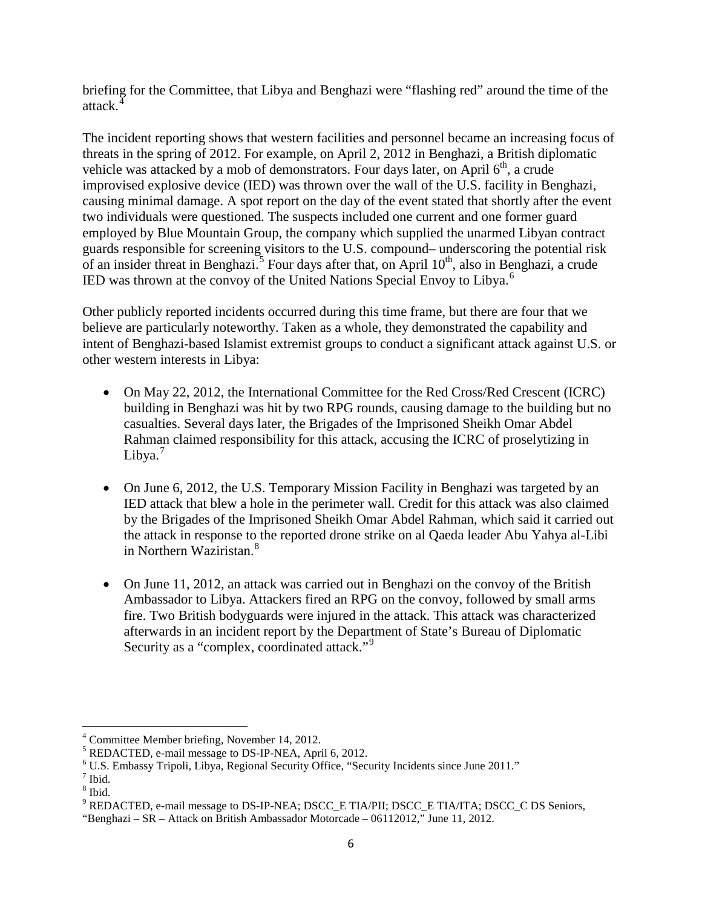briefing for the Committee, that Libya and Benghazi were "flashing red" around the time of the attack.[4]

The incident reporting shows that western facilities and personnel became an increasing focus of threats in the spring of 2012. For example, on April 2, 2012 in Benghazi, a British diplomatic vehicle was attacked by a mob of demonstrators. Four days later, on April 6th, a crude improvised explosive device (IED) was thrown over the wall of the U.S. facility in Benghazi, causing minimal damage. A spot report on the day of the event stated that shortly after the event two individuals were questioned. The suspects included one current and one former guard employed by Blue Mountain Group, the company which supplied the unarmed Libyan contract guards responsible for screening visitors to the U.S. compound– underscoring the potential risk of an insider threat in Benghazi.[5] Four days after that, on April 10th, also in Benghazi, a crude IED was thrown at the convoy of the United Nations Special Envoy to Libya.[6]

Other publicly reported incidents occurred during this time frame, but there are four that we believe are particularly noteworthy. Taken as a whole, they demonstrated the capability and intent of Benghazi-based Islamist extremist groups to conduct a significant attack against U.S. or other western interests in Libya:

- On May 22, 2012, the International Committee for the Red Cross/Red Crescent (ICRC) building in Benghazi was hit by two RPG rounds, causing damage to the building but no casualties. Several days later, the Brigades of the Imprisoned Sheikh Omar Abdel Rahman claimed responsibility for this attack, accusing the ICRC of proselytizing in Libya.[7]

- On June 6, 2012, the U.S. Temporary Mission Facility in Benghazi was targeted by an IED attack that blew a hole in the perimeter wall. Credit for this attack was also claimed by the Brigades of the Imprisoned Sheikh Omar Abdel Rahman, which said it carried out the attack in response to the reported drone strike on al Qaeda leader Abu Yahya al-Libi in Northern Waziristan.[8]

- On June 11, 2012, an attack was carried out in Benghazi on the convoy of the British Ambassador to Libya. Attackers fired an RPG on the convoy, followed by small arms fire. Two British bodyguards were injured in the attack. This attack was characterized afterwards in an incident report by the Department of State's Bureau of Diplomatic Security as a "complex, coordinated attack."[9]

---

[4] Committee Member briefing, November 14, 2012.

[5] REDACTED, e-mail message to DS-IP-NEA, April 6, 2012.

[6] U.S. Embassy Tripoli, Libya, Regional Security Office, "Security Incidents since June 2011."

[7] Ibid.

[8] Ibid.

[9] REDACTED, e-mail message to DS-IP-NEA; DSCC_E TIA/PII; DSCC_E TIA/ITA; DSCC_C DS Seniors, "Benghazi – SR – Attack on British Ambassador Motorcade – 06112012," June 11, 2012.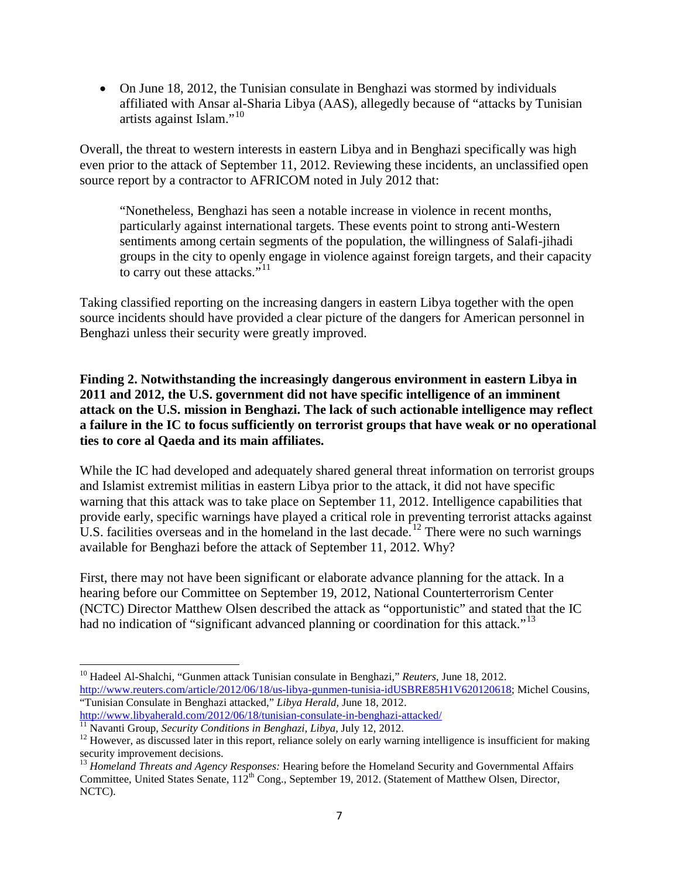- On June 18, 2012, the Tunisian consulate in Benghazi was stormed by individuals affiliated with Ansar al-Sharia Libya (AAS), allegedly because of "attacks by Tunisian artists against Islam."[10]

Overall, the threat to western interests in eastern Libya and in Benghazi specifically was high even prior to the attack of September 11, 2012. Reviewing these incidents, an unclassified open source report by a contractor to AFRICOM noted in July 2012 that:

> "Nonetheless, Benghazi has seen a notable increase in violence in recent months, particularly against international targets. These events point to strong anti-Western sentiments among certain segments of the population, the willingness of Salafi-jihadi groups in the city to openly engage in violence against foreign targets, and their capacity to carry out these attacks."[11]

Taking classified reporting on the increasing dangers in eastern Libya together with the open source incidents should have provided a clear picture of the dangers for American personnel in Benghazi unless their security were greatly improved.

**Finding 2. Notwithstanding the increasingly dangerous environment in eastern Libya in 2011 and 2012, the U.S. government did not have specific intelligence of an imminent attack on the U.S. mission in Benghazi. The lack of such actionable intelligence may reflect a failure in the IC to focus sufficiently on terrorist groups that have weak or no operational ties to core al Qaeda and its main affiliates.**

While the IC had developed and adequately shared general threat information on terrorist groups and Islamist extremist militias in eastern Libya prior to the attack, it did not have specific warning that this attack was to take place on September 11, 2012. Intelligence capabilities that provide early, specific warnings have played a critical role in preventing terrorist attacks against U.S. facilities overseas and in the homeland in the last decade.[12] There were no such warnings available for Benghazi before the attack of September 11, 2012. Why?

First, there may not have been significant or elaborate advance planning for the attack. In a hearing before our Committee on September 19, 2012, National Counterterrorism Center (NCTC) Director Matthew Olsen described the attack as "opportunistic" and stated that the IC had no indication of "significant advanced planning or coordination for this attack."[13]

---

[10] Hadeel Al-Shalchi, "Gunmen attack Tunisian consulate in Benghazi," *Reuters*, June 18, 2012. http://www.reuters.com/article/2012/06/18/us-libya-gunmen-tunisia-idUSBRE85H1V620120618; Michel Cousins, "Tunisian Consulate in Benghazi attacked," *Libya Herald*, June 18, 2012. http://www.libyaherald.com/2012/06/18/tunisian-consulate-in-benghazi-attacked/

[11] Navanti Group, *Security Conditions in Benghazi, Libya*, July 12, 2012.

[12] However, as discussed later in this report, reliance solely on early warning intelligence is insufficient for making security improvement decisions.

[13] *Homeland Threats and Agency Responses:* Hearing before the Homeland Security and Governmental Affairs Committee, United States Senate, 112th Cong., September 19, 2012. (Statement of Matthew Olsen, Director, NCTC).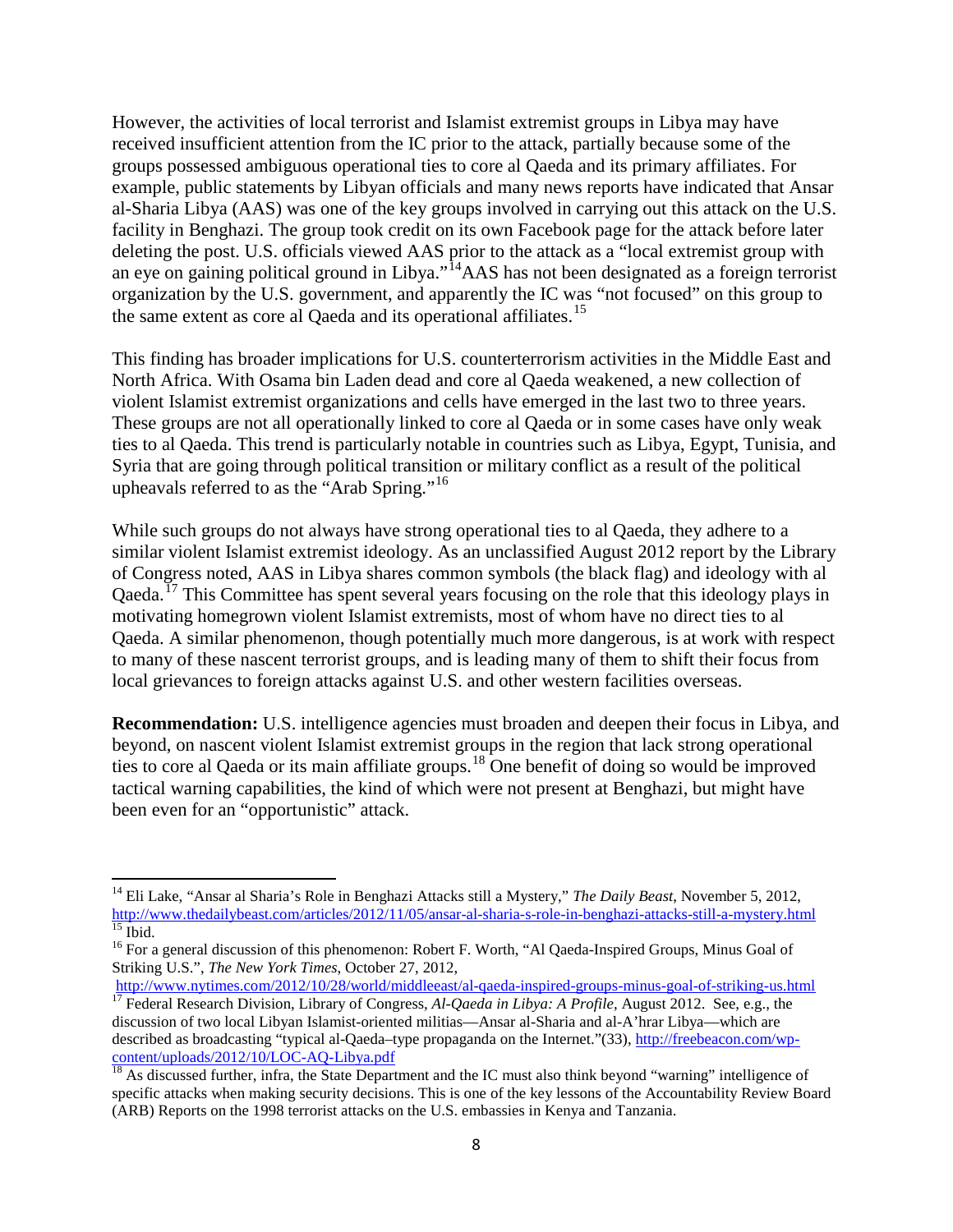However, the activities of local terrorist and Islamist extremist groups in Libya may have received insufficient attention from the IC prior to the attack, partially because some of the groups possessed ambiguous operational ties to core al Qaeda and its primary affiliates. For example, public statements by Libyan officials and many news reports have indicated that Ansar al-Sharia Libya (AAS) was one of the key groups involved in carrying out this attack on the U.S. facility in Benghazi. The group took credit on its own Facebook page for the attack before later deleting the post. U.S. officials viewed AAS prior to the attack as a "local extremist group with an eye on gaining political ground in Libya."[14] AAS has not been designated as a foreign terrorist organization by the U.S. government, and apparently the IC was "not focused" on this group to the same extent as core al Qaeda and its operational affiliates.[15]

This finding has broader implications for U.S. counterterrorism activities in the Middle East and North Africa. With Osama bin Laden dead and core al Qaeda weakened, a new collection of violent Islamist extremist organizations and cells have emerged in the last two to three years. These groups are not all operationally linked to core al Qaeda or in some cases have only weak ties to al Qaeda. This trend is particularly notable in countries such as Libya, Egypt, Tunisia, and Syria that are going through political transition or military conflict as a result of the political upheavals referred to as the "Arab Spring."[16]

While such groups do not always have strong operational ties to al Qaeda, they adhere to a similar violent Islamist extremist ideology. As an unclassified August 2012 report by the Library of Congress noted, AAS in Libya shares common symbols (the black flag) and ideology with al Qaeda.[17] This Committee has spent several years focusing on the role that this ideology plays in motivating homegrown violent Islamist extremists, most of whom have no direct ties to al Qaeda. A similar phenomenon, though potentially much more dangerous, is at work with respect to many of these nascent terrorist groups, and is leading many of them to shift their focus from local grievances to foreign attacks against U.S. and other western facilities overseas.

**Recommendation:** U.S. intelligence agencies must broaden and deepen their focus in Libya, and beyond, on nascent violent Islamist extremist groups in the region that lack strong operational ties to core al Qaeda or its main affiliate groups.[18] One benefit of doing so would be improved tactical warning capabilities, the kind of which were not present at Benghazi, but might have been even for an "opportunistic" attack.

---

[14] Eli Lake, "Ansar al Sharia's Role in Benghazi Attacks still a Mystery," *The Daily Beast*, November 5, 2012, http://www.thedailybeast.com/articles/2012/11/05/ansar-al-sharia-s-role-in-benghazi-attacks-still-a-mystery.html

[15] Ibid.

[16] For a general discussion of this phenomenon: Robert F. Worth, "Al Qaeda-Inspired Groups, Minus Goal of Striking U.S.", *The New York Times*, October 27, 2012, http://www.nytimes.com/2012/10/28/world/middleeast/al-qaeda-inspired-groups-minus-goal-of-striking-us.html

[17] Federal Research Division, Library of Congress, *Al-Qaeda in Libya: A Profile*, August 2012. See, e.g., the discussion of two local Libyan Islamist-oriented militias—Ansar al-Sharia and al-A'hrar Libya—which are described as broadcasting "typical al-Qaeda–type propaganda on the Internet."(33), http://freebeacon.com/wp-content/uploads/2012/10/LOC-AQ-Libya.pdf

[18] As discussed further, infra, the State Department and the IC must also think beyond "warning" intelligence of specific attacks when making security decisions. This is one of the key lessons of the Accountability Review Board (ARB) Reports on the 1998 terrorist attacks on the U.S. embassies in Kenya and Tanzania.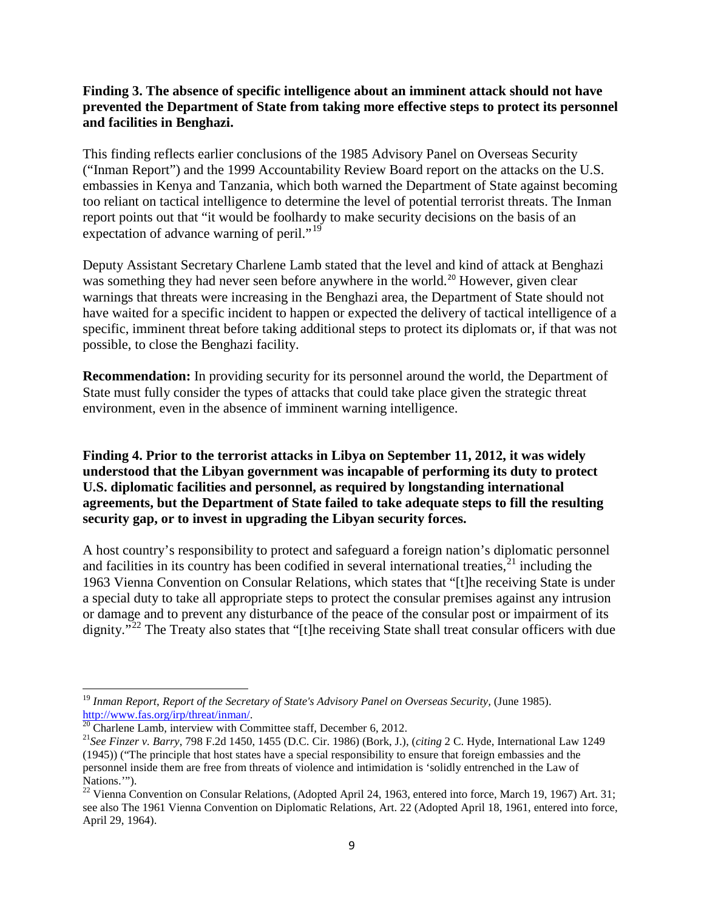**Finding 3. The absence of specific intelligence about an imminent attack should not have prevented the Department of State from taking more effective steps to protect its personnel and facilities in Benghazi.**

This finding reflects earlier conclusions of the 1985 Advisory Panel on Overseas Security ("Inman Report") and the 1999 Accountability Review Board report on the attacks on the U.S. embassies in Kenya and Tanzania, which both warned the Department of State against becoming too reliant on tactical intelligence to determine the level of potential terrorist threats. The Inman report points out that "it would be foolhardy to make security decisions on the basis of an expectation of advance warning of peril."[19]

Deputy Assistant Secretary Charlene Lamb stated that the level and kind of attack at Benghazi was something they had never seen before anywhere in the world.[20] However, given clear warnings that threats were increasing in the Benghazi area, the Department of State should not have waited for a specific incident to happen or expected the delivery of tactical intelligence of a specific, imminent threat before taking additional steps to protect its diplomats or, if that was not possible, to close the Benghazi facility.

**Recommendation:** In providing security for its personnel around the world, the Department of State must fully consider the types of attacks that could take place given the strategic threat environment, even in the absence of imminent warning intelligence.

**Finding 4. Prior to the terrorist attacks in Libya on September 11, 2012, it was widely understood that the Libyan government was incapable of performing its duty to protect U.S. diplomatic facilities and personnel, as required by longstanding international agreements, but the Department of State failed to take adequate steps to fill the resulting security gap, or to invest in upgrading the Libyan security forces.**

A host country's responsibility to protect and safeguard a foreign nation's diplomatic personnel and facilities in its country has been codified in several international treaties,[21] including the 1963 Vienna Convention on Consular Relations, which states that "[t]he receiving State is under a special duty to take all appropriate steps to protect the consular premises against any intrusion or damage and to prevent any disturbance of the peace of the consular post or impairment of its dignity."[22] The Treaty also states that "[t]he receiving State shall treat consular officers with due

---

[19] *Inman Report, Report of the Secretary of State's Advisory Panel on Overseas Security*, (June 1985). http://www.fas.org/irp/threat/inman/.

[20] Charlene Lamb, interview with Committee staff, December 6, 2012.

[21] *See Finzer v. Barry*, 798 F.2d 1450, 1455 (D.C. Cir. 1986) (Bork, J.), (*citing* 2 C. Hyde, International Law 1249 (1945)) ("The principle that host states have a special responsibility to ensure that foreign embassies and the personnel inside them are free from threats of violence and intimidation is 'solidly entrenched in the Law of Nations.'").

[22] Vienna Convention on Consular Relations, (Adopted April 24, 1963, entered into force, March 19, 1967) Art. 31; see also The 1961 Vienna Convention on Diplomatic Relations, Art. 22 (Adopted April 18, 1961, entered into force, April 29, 1964).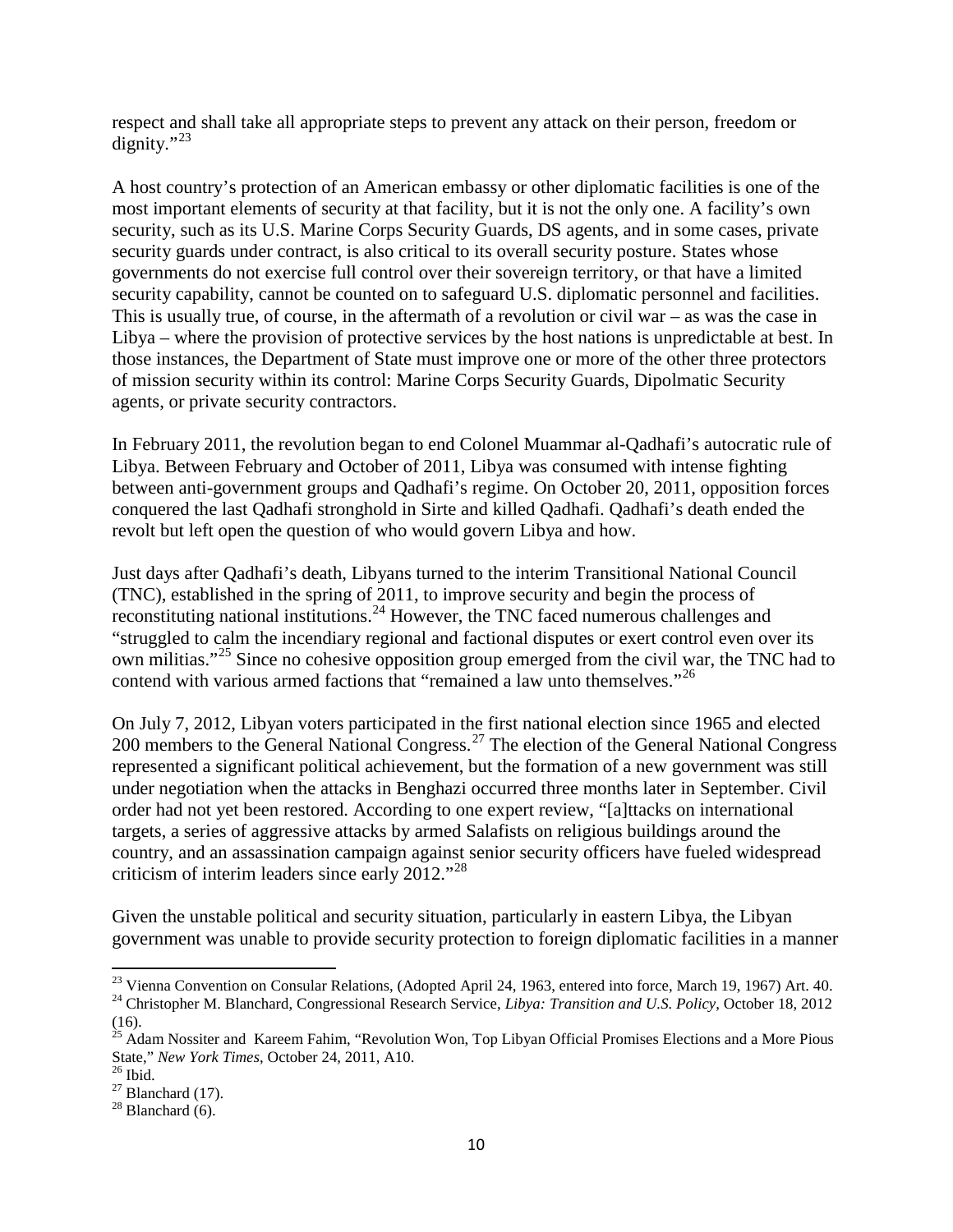respect and shall take all appropriate steps to prevent any attack on their person, freedom or dignity."[23]

A host country's protection of an American embassy or other diplomatic facilities is one of the most important elements of security at that facility, but it is not the only one. A facility's own security, such as its U.S. Marine Corps Security Guards, DS agents, and in some cases, private security guards under contract, is also critical to its overall security posture. States whose governments do not exercise full control over their sovereign territory, or that have a limited security capability, cannot be counted on to safeguard U.S. diplomatic personnel and facilities. This is usually true, of course, in the aftermath of a revolution or civil war – as was the case in Libya – where the provision of protective services by the host nations is unpredictable at best. In those instances, the Department of State must improve one or more of the other three protectors of mission security within its control: Marine Corps Security Guards, Dipolmatic Security agents, or private security contractors.

In February 2011, the revolution began to end Colonel Muammar al-Qadhafi's autocratic rule of Libya. Between February and October of 2011, Libya was consumed with intense fighting between anti-government groups and Qadhafi's regime. On October 20, 2011, opposition forces conquered the last Qadhafi stronghold in Sirte and killed Qadhafi. Qadhafi's death ended the revolt but left open the question of who would govern Libya and how.

Just days after Qadhafi's death, Libyans turned to the interim Transitional National Council (TNC), established in the spring of 2011, to improve security and begin the process of reconstituting national institutions.[24] However, the TNC faced numerous challenges and "struggled to calm the incendiary regional and factional disputes or exert control even over its own militias."[25] Since no cohesive opposition group emerged from the civil war, the TNC had to contend with various armed factions that "remained a law unto themselves."[26]

On July 7, 2012, Libyan voters participated in the first national election since 1965 and elected 200 members to the General National Congress.[27] The election of the General National Congress represented a significant political achievement, but the formation of a new government was still under negotiation when the attacks in Benghazi occurred three months later in September. Civil order had not yet been restored. According to one expert review, "[a]ttacks on international targets, a series of aggressive attacks by armed Salafists on religious buildings around the country, and an assassination campaign against senior security officers have fueled widespread criticism of interim leaders since early 2012."[28]

Given the unstable political and security situation, particularly in eastern Libya, the Libyan government was unable to provide security protection to foreign diplomatic facilities in a manner

---

[23] Vienna Convention on Consular Relations, (Adopted April 24, 1963, entered into force, March 19, 1967) Art. 40.

[24] Christopher M. Blanchard, Congressional Research Service, *Libya: Transition and U.S. Policy*, October 18, 2012 (16).

[25] Adam Nossiter and Kareem Fahim, "Revolution Won, Top Libyan Official Promises Elections and a More Pious State," *New York Times*, October 24, 2011, A10.

[26] Ibid.

[27] Blanchard (17).

[28] Blanchard (6).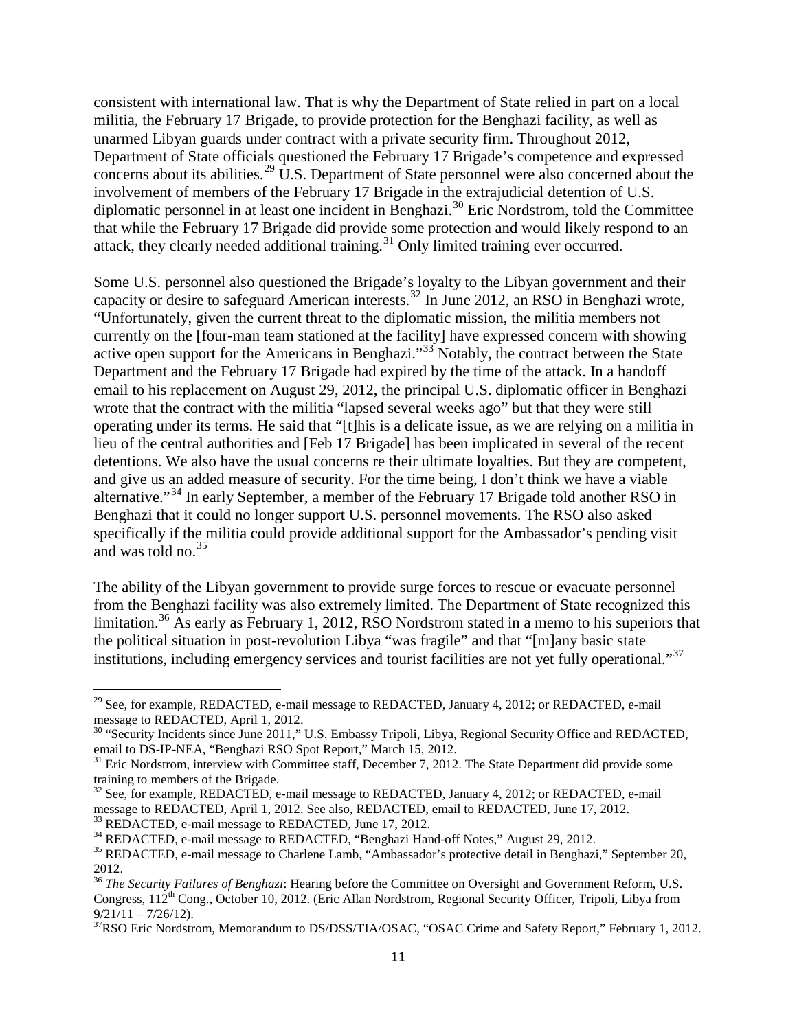consistent with international law. That is why the Department of State relied in part on a local militia, the February 17 Brigade, to provide protection for the Benghazi facility, as well as unarmed Libyan guards under contract with a private security firm. Throughout 2012, Department of State officials questioned the February 17 Brigade's competence and expressed concerns about its abilities.[29] U.S. Department of State personnel were also concerned about the involvement of members of the February 17 Brigade in the extrajudicial detention of U.S. diplomatic personnel in at least one incident in Benghazi.[30] Eric Nordstrom, told the Committee that while the February 17 Brigade did provide some protection and would likely respond to an attack, they clearly needed additional training.[31] Only limited training ever occurred.

Some U.S. personnel also questioned the Brigade's loyalty to the Libyan government and their capacity or desire to safeguard American interests.[32] In June 2012, an RSO in Benghazi wrote, "Unfortunately, given the current threat to the diplomatic mission, the militia members not currently on the [four-man team stationed at the facility] have expressed concern with showing active open support for the Americans in Benghazi."[33] Notably, the contract between the State Department and the February 17 Brigade had expired by the time of the attack. In a handoff email to his replacement on August 29, 2012, the principal U.S. diplomatic officer in Benghazi wrote that the contract with the militia "lapsed several weeks ago" but that they were still operating under its terms. He said that "[t]his is a delicate issue, as we are relying on a militia in lieu of the central authorities and [Feb 17 Brigade] has been implicated in several of the recent detentions. We also have the usual concerns re their ultimate loyalties. But they are competent, and give us an added measure of security. For the time being, I don't think we have a viable alternative."[34] In early September, a member of the February 17 Brigade told another RSO in Benghazi that it could no longer support U.S. personnel movements. The RSO also asked specifically if the militia could provide additional support for the Ambassador's pending visit and was told no.[35]

The ability of the Libyan government to provide surge forces to rescue or evacuate personnel from the Benghazi facility was also extremely limited. The Department of State recognized this limitation.[36] As early as February 1, 2012, RSO Nordstrom stated in a memo to his superiors that the political situation in post-revolution Libya "was fragile" and that "[m]any basic state institutions, including emergency services and tourist facilities are not yet fully operational."[37]

---

[29] See, for example, REDACTED, e-mail message to REDACTED, January 4, 2012; or REDACTED, e-mail message to REDACTED, April 1, 2012.

[30] "Security Incidents since June 2011," U.S. Embassy Tripoli, Libya, Regional Security Office and REDACTED, email to DS-IP-NEA, "Benghazi RSO Spot Report," March 15, 2012.

[31] Eric Nordstrom, interview with Committee staff, December 7, 2012. The State Department did provide some training to members of the Brigade.

[32] See, for example, REDACTED, e-mail message to REDACTED, January 4, 2012; or REDACTED, e-mail message to REDACTED, April 1, 2012. See also, REDACTED, email to REDACTED, June 17, 2012.

[33] REDACTED, e-mail message to REDACTED, June 17, 2012.

[34] REDACTED, e-mail message to REDACTED, "Benghazi Hand-off Notes," August 29, 2012.

[35] REDACTED, e-mail message to Charlene Lamb, "Ambassador's protective detail in Benghazi," September 20, 2012.

[36] *The Security Failures of Benghazi*: Hearing before the Committee on Oversight and Government Reform, U.S. Congress, 112th Cong., October 10, 2012. (Eric Allan Nordstrom, Regional Security Officer, Tripoli, Libya from 9/21/11 – 7/26/12).

[37] RSO Eric Nordstrom, Memorandum to DS/DSS/TIA/OSAC, "OSAC Crime and Safety Report," February 1, 2012.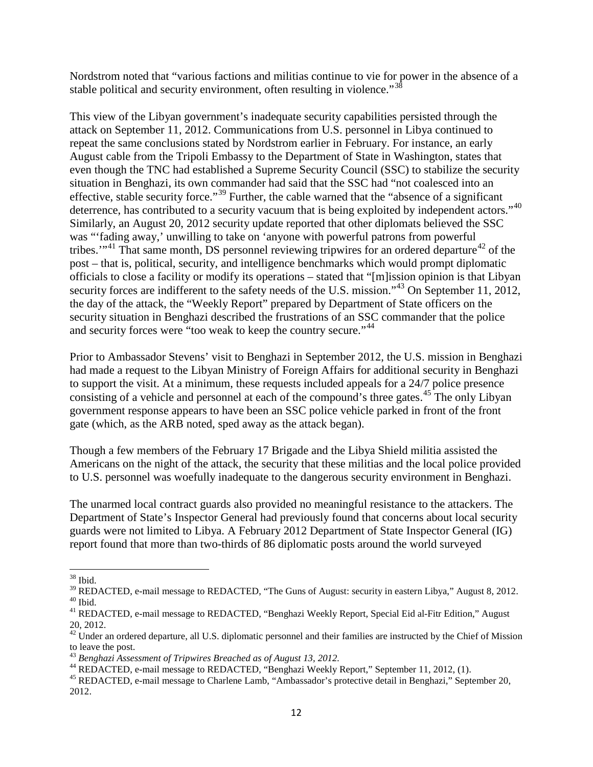Nordstrom noted that "various factions and militias continue to vie for power in the absence of a stable political and security environment, often resulting in violence."[38]

This view of the Libyan government's inadequate security capabilities persisted through the attack on September 11, 2012. Communications from U.S. personnel in Libya continued to repeat the same conclusions stated by Nordstrom earlier in February. For instance, an early August cable from the Tripoli Embassy to the Department of State in Washington, states that even though the TNC had established a Supreme Security Council (SSC) to stabilize the security situation in Benghazi, its own commander had said that the SSC had "not coalesced into an effective, stable security force."[39] Further, the cable warned that the "absence of a significant deterrence, has contributed to a security vacuum that is being exploited by independent actors."[40] Similarly, an August 20, 2012 security update reported that other diplomats believed the SSC was "'fading away,' unwilling to take on 'anyone with powerful patrons from powerful tribes.'"[41] That same month, DS personnel reviewing tripwires for an ordered departure[42] of the post – that is, political, security, and intelligence benchmarks which would prompt diplomatic officials to close a facility or modify its operations – stated that "[m]ission opinion is that Libyan security forces are indifferent to the safety needs of the U.S. mission."[43] On September 11, 2012, the day of the attack, the "Weekly Report" prepared by Department of State officers on the security situation in Benghazi described the frustrations of an SSC commander that the police and security forces were "too weak to keep the country secure."[44]

Prior to Ambassador Stevens' visit to Benghazi in September 2012, the U.S. mission in Benghazi had made a request to the Libyan Ministry of Foreign Affairs for additional security in Benghazi to support the visit. At a minimum, these requests included appeals for a 24/7 police presence consisting of a vehicle and personnel at each of the compound's three gates.[45] The only Libyan government response appears to have been an SSC police vehicle parked in front of the front gate (which, as the ARB noted, sped away as the attack began).

Though a few members of the February 17 Brigade and the Libya Shield militia assisted the Americans on the night of the attack, the security that these militias and the local police provided to U.S. personnel was woefully inadequate to the dangerous security environment in Benghazi.

The unarmed local contract guards also provided no meaningful resistance to the attackers. The Department of State's Inspector General had previously found that concerns about local security guards were not limited to Libya. A February 2012 Department of State Inspector General (IG) report found that more than two-thirds of 86 diplomatic posts around the world surveyed

---

[38] Ibid.

[39] REDACTED, e-mail message to REDACTED, "The Guns of August: security in eastern Libya," August 8, 2012.

[40] Ibid.

[41] REDACTED, e-mail message to REDACTED, "Benghazi Weekly Report, Special Eid al-Fitr Edition," August 20, 2012.

[42] Under an ordered departure, all U.S. diplomatic personnel and their families are instructed by the Chief of Mission to leave the post.

[43] *Benghazi Assessment of Tripwires Breached as of August 13, 2012.*

[44] REDACTED, e-mail message to REDACTED, "Benghazi Weekly Report," September 11, 2012, (1).

[45] REDACTED, e-mail message to Charlene Lamb, "Ambassador's protective detail in Benghazi," September 20, 2012.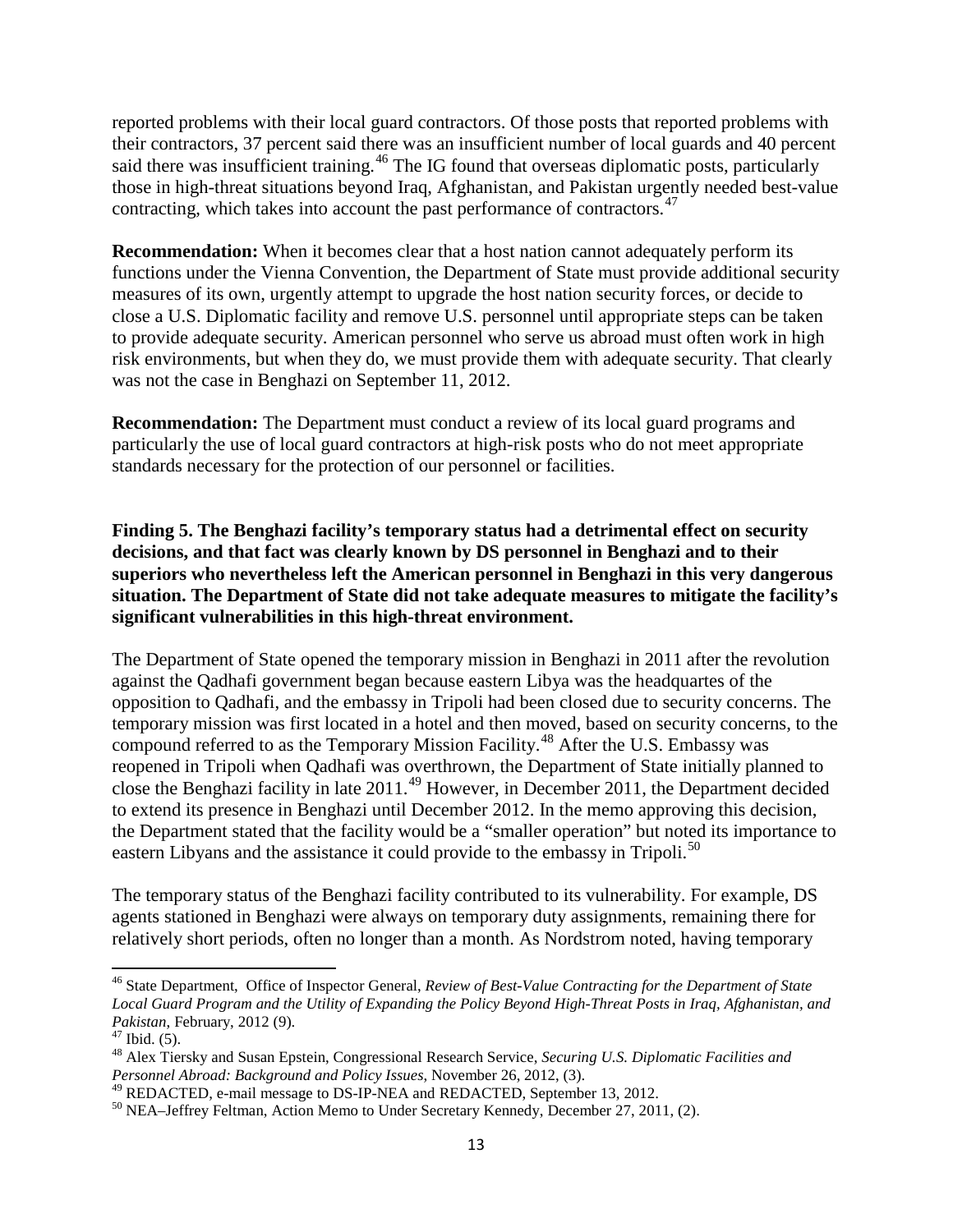reported problems with their local guard contractors. Of those posts that reported problems with their contractors, 37 percent said there was an insufficient number of local guards and 40 percent said there was insufficient training.[46] The IG found that overseas diplomatic posts, particularly those in high-threat situations beyond Iraq, Afghanistan, and Pakistan urgently needed best-value contracting, which takes into account the past performance of contractors.[47]

**Recommendation:** When it becomes clear that a host nation cannot adequately perform its functions under the Vienna Convention, the Department of State must provide additional security measures of its own, urgently attempt to upgrade the host nation security forces, or decide to close a U.S. Diplomatic facility and remove U.S. personnel until appropriate steps can be taken to provide adequate security. American personnel who serve us abroad must often work in high risk environments, but when they do, we must provide them with adequate security. That clearly was not the case in Benghazi on September 11, 2012.

**Recommendation:** The Department must conduct a review of its local guard programs and particularly the use of local guard contractors at high-risk posts who do not meet appropriate standards necessary for the protection of our personnel or facilities.

**Finding 5. The Benghazi facility's temporary status had a detrimental effect on security decisions, and that fact was clearly known by DS personnel in Benghazi and to their superiors who nevertheless left the American personnel in Benghazi in this very dangerous situation. The Department of State did not take adequate measures to mitigate the facility's significant vulnerabilities in this high-threat environment.**

The Department of State opened the temporary mission in Benghazi in 2011 after the revolution against the Qadhafi government began because eastern Libya was the headquartes of the opposition to Qadhafi, and the embassy in Tripoli had been closed due to security concerns. The temporary mission was first located in a hotel and then moved, based on security concerns, to the compound referred to as the Temporary Mission Facility.[48] After the U.S. Embassy was reopened in Tripoli when Qadhafi was overthrown, the Department of State initially planned to close the Benghazi facility in late 2011.[49] However, in December 2011, the Department decided to extend its presence in Benghazi until December 2012. In the memo approving this decision, the Department stated that the facility would be a "smaller operation" but noted its importance to eastern Libyans and the assistance it could provide to the embassy in Tripoli.[50]

The temporary status of the Benghazi facility contributed to its vulnerability. For example, DS agents stationed in Benghazi were always on temporary duty assignments, remaining there for relatively short periods, often no longer than a month. As Nordstrom noted, having temporary

---

[46] State Department, Office of Inspector General, *Review of Best-Value Contracting for the Department of State Local Guard Program and the Utility of Expanding the Policy Beyond High-Threat Posts in Iraq, Afghanistan, and Pakistan*, February, 2012 (9).

[47] Ibid. (5).

[48] Alex Tiersky and Susan Epstein, Congressional Research Service, *Securing U.S. Diplomatic Facilities and Personnel Abroad: Background and Policy Issues*, November 26, 2012, (3).

[49] REDACTED, e-mail message to DS-IP-NEA and REDACTED, September 13, 2012.

[50] NEA–Jeffrey Feltman, Action Memo to Under Secretary Kennedy, December 27, 2011, (2).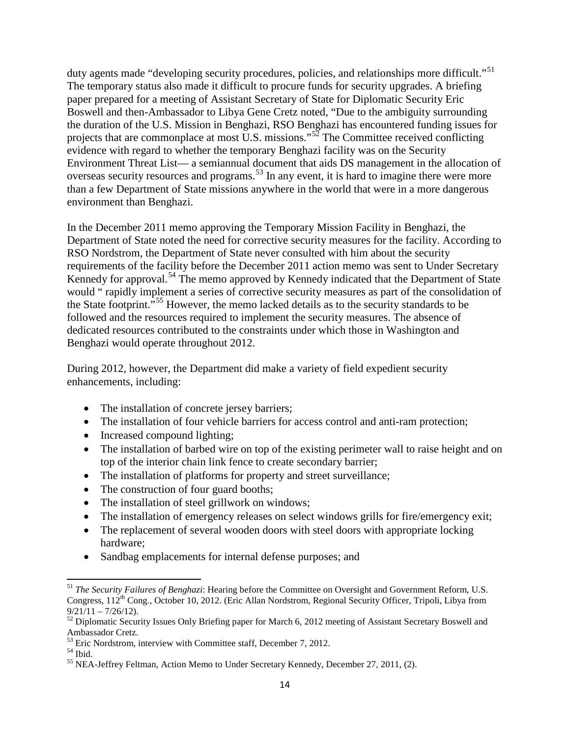duty agents made "developing security procedures, policies, and relationships more difficult."[51] The temporary status also made it difficult to procure funds for security upgrades. A briefing paper prepared for a meeting of Assistant Secretary of State for Diplomatic Security Eric Boswell and then-Ambassador to Libya Gene Cretz noted, "Due to the ambiguity surrounding the duration of the U.S. Mission in Benghazi, RSO Benghazi has encountered funding issues for projects that are commonplace at most U.S. missions."[52] The Committee received conflicting evidence with regard to whether the temporary Benghazi facility was on the Security Environment Threat List— a semiannual document that aids DS management in the allocation of overseas security resources and programs.[53] In any event, it is hard to imagine there were more than a few Department of State missions anywhere in the world that were in a more dangerous environment than Benghazi.

In the December 2011 memo approving the Temporary Mission Facility in Benghazi, the Department of State noted the need for corrective security measures for the facility. According to RSO Nordstrom, the Department of State never consulted with him about the security requirements of the facility before the December 2011 action memo was sent to Under Secretary Kennedy for approval.[54] The memo approved by Kennedy indicated that the Department of State would " rapidly implement a series of corrective security measures as part of the consolidation of the State footprint."[55] However, the memo lacked details as to the security standards to be followed and the resources required to implement the security measures. The absence of dedicated resources contributed to the constraints under which those in Washington and Benghazi would operate throughout 2012.

During 2012, however, the Department did make a variety of field expedient security enhancements, including:

- The installation of concrete jersey barriers;
- The installation of four vehicle barriers for access control and anti-ram protection;
- Increased compound lighting;
- The installation of barbed wire on top of the existing perimeter wall to raise height and on top of the interior chain link fence to create secondary barrier;
- The installation of platforms for property and street surveillance;
- The construction of four guard booths;
- The installation of steel grillwork on windows;
- The installation of emergency releases on select windows grills for fire/emergency exit;
- The replacement of several wooden doors with steel doors with appropriate locking hardware;
- Sandbag emplacements for internal defense purposes; and

---

[51] *The Security Failures of Benghazi*: Hearing before the Committee on Oversight and Government Reform, U.S. Congress, 112th Cong., October 10, 2012. (Eric Allan Nordstrom, Regional Security Officer, Tripoli, Libya from 9/21/11 – 7/26/12).

[52] Diplomatic Security Issues Only Briefing paper for March 6, 2012 meeting of Assistant Secretary Boswell and Ambassador Cretz.

[53] Eric Nordstrom, interview with Committee staff, December 7, 2012.

[54] Ibid.

[55] NEA-Jeffrey Feltman, Action Memo to Under Secretary Kennedy, December 27, 2011, (2).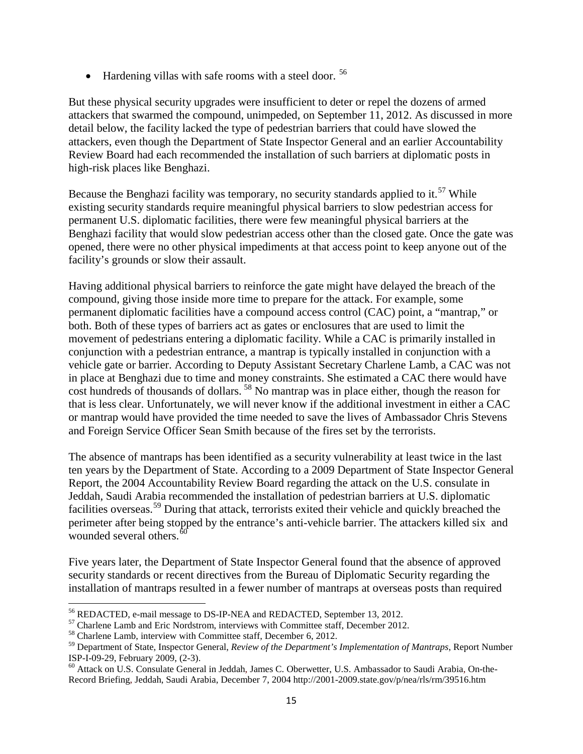- Hardening villas with safe rooms with a steel door. [56]

But these physical security upgrades were insufficient to deter or repel the dozens of armed attackers that swarmed the compound, unimpeded, on September 11, 2012. As discussed in more detail below, the facility lacked the type of pedestrian barriers that could have slowed the attackers, even though the Department of State Inspector General and an earlier Accountability Review Board had each recommended the installation of such barriers at diplomatic posts in high-risk places like Benghazi.

Because the Benghazi facility was temporary, no security standards applied to it.[57] While existing security standards require meaningful physical barriers to slow pedestrian access for permanent U.S. diplomatic facilities, there were few meaningful physical barriers at the Benghazi facility that would slow pedestrian access other than the closed gate. Once the gate was opened, there were no other physical impediments at that access point to keep anyone out of the facility's grounds or slow their assault.

Having additional physical barriers to reinforce the gate might have delayed the breach of the compound, giving those inside more time to prepare for the attack. For example, some permanent diplomatic facilities have a compound access control (CAC) point, a "mantrap," or both. Both of these types of barriers act as gates or enclosures that are used to limit the movement of pedestrians entering a diplomatic facility. While a CAC is primarily installed in conjunction with a pedestrian entrance, a mantrap is typically installed in conjunction with a vehicle gate or barrier. According to Deputy Assistant Secretary Charlene Lamb, a CAC was not in place at Benghazi due to time and money constraints. She estimated a CAC there would have cost hundreds of thousands of dollars. [58] No mantrap was in place either, though the reason for that is less clear. Unfortunately, we will never know if the additional investment in either a CAC or mantrap would have provided the time needed to save the lives of Ambassador Chris Stevens and Foreign Service Officer Sean Smith because of the fires set by the terrorists.

The absence of mantraps has been identified as a security vulnerability at least twice in the last ten years by the Department of State. According to a 2009 Department of State Inspector General Report, the 2004 Accountability Review Board regarding the attack on the U.S. consulate in Jeddah, Saudi Arabia recommended the installation of pedestrian barriers at U.S. diplomatic facilities overseas.[59] During that attack, terrorists exited their vehicle and quickly breached the perimeter after being stopped by the entrance's anti-vehicle barrier. The attackers killed six and wounded several others.[60]

Five years later, the Department of State Inspector General found that the absence of approved security standards or recent directives from the Bureau of Diplomatic Security regarding the installation of mantraps resulted in a fewer number of mantraps at overseas posts than required

---

[56] REDACTED, e-mail message to DS-IP-NEA and REDACTED, September 13, 2012.

[57] Charlene Lamb and Eric Nordstrom, interviews with Committee staff, December 2012.

[58] Charlene Lamb, interview with Committee staff, December 6, 2012.

[59] Department of State, Inspector General, *Review of the Department's Implementation of Mantraps*, Report Number ISP-I-09-29, February 2009, (2-3).

[60] Attack on U.S. Consulate General in Jeddah, James C. Oberwetter, U.S. Ambassador to Saudi Arabia, On-the-Record Briefing, Jeddah, Saudi Arabia, December 7, 2004 http://2001-2009.state.gov/p/nea/rls/rm/39516.htm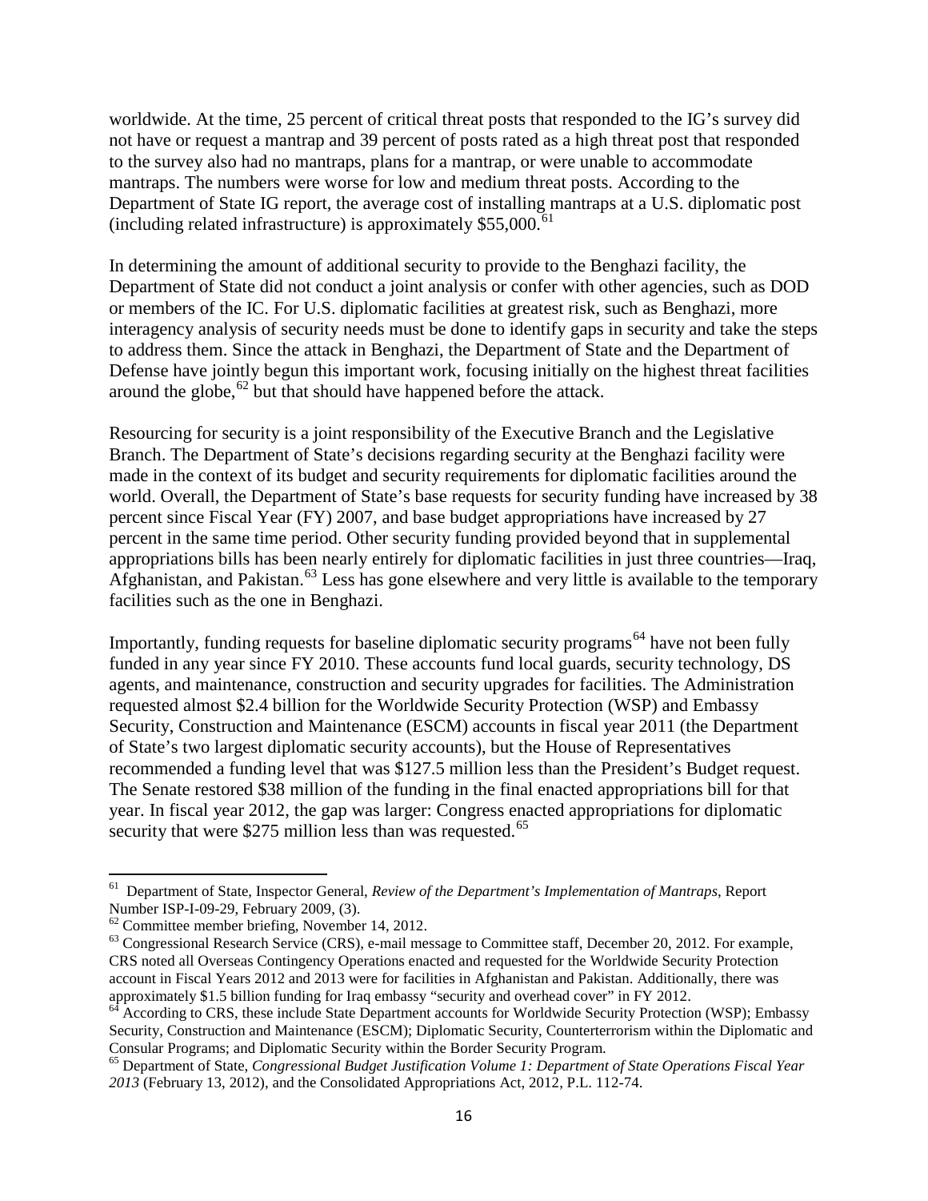worldwide. At the time, 25 percent of critical threat posts that responded to the IG's survey did not have or request a mantrap and 39 percent of posts rated as a high threat post that responded to the survey also had no mantraps, plans for a mantrap, or were unable to accommodate mantraps. The numbers were worse for low and medium threat posts. According to the Department of State IG report, the average cost of installing mantraps at a U.S. diplomatic post (including related infrastructure) is approximately $55,000.[61]

In determining the amount of additional security to provide to the Benghazi facility, the Department of State did not conduct a joint analysis or confer with other agencies, such as DOD or members of the IC. For U.S. diplomatic facilities at greatest risk, such as Benghazi, more interagency analysis of security needs must be done to identify gaps in security and take the steps to address them. Since the attack in Benghazi, the Department of State and the Department of Defense have jointly begun this important work, focusing initially on the highest threat facilities around the globe,[62] but that should have happened before the attack.

Resourcing for security is a joint responsibility of the Executive Branch and the Legislative Branch. The Department of State's decisions regarding security at the Benghazi facility were made in the context of its budget and security requirements for diplomatic facilities around the world. Overall, the Department of State's base requests for security funding have increased by 38 percent since Fiscal Year (FY) 2007, and base budget appropriations have increased by 27 percent in the same time period. Other security funding provided beyond that in supplemental appropriations bills has been nearly entirely for diplomatic facilities in just three countries—Iraq, Afghanistan, and Pakistan.[63] Less has gone elsewhere and very little is available to the temporary facilities such as the one in Benghazi.

Importantly, funding requests for baseline diplomatic security programs[64] have not been fully funded in any year since FY 2010. These accounts fund local guards, security technology, DS agents, and maintenance, construction and security upgrades for facilities. The Administration requested almost $2.4 billion for the Worldwide Security Protection (WSP) and Embassy Security, Construction and Maintenance (ESCM) accounts in fiscal year 2011 (the Department of State's two largest diplomatic security accounts), but the House of Representatives recommended a funding level that was $127.5 million less than the President's Budget request. The Senate restored $38 million of the funding in the final enacted appropriations bill for that year. In fiscal year 2012, the gap was larger: Congress enacted appropriations for diplomatic security that were $275 million less than was requested.[65]

---

[61] Department of State, Inspector General, *Review of the Department's Implementation of Mantraps*, Report Number ISP-I-09-29, February 2009, (3).

[62] Committee member briefing, November 14, 2012.

[63] Congressional Research Service (CRS), e-mail message to Committee staff, December 20, 2012. For example, CRS noted all Overseas Contingency Operations enacted and requested for the Worldwide Security Protection account in Fiscal Years 2012 and 2013 were for facilities in Afghanistan and Pakistan. Additionally, there was approximately $1.5 billion funding for Iraq embassy "security and overhead cover" in FY 2012.

[64] According to CRS, these include State Department accounts for Worldwide Security Protection (WSP); Embassy Security, Construction and Maintenance (ESCM); Diplomatic Security, Counterterrorism within the Diplomatic and Consular Programs; and Diplomatic Security within the Border Security Program.

[65] Department of State, *Congressional Budget Justification Volume 1: Department of State Operations Fiscal Year 2013* (February 13, 2012), and the Consolidated Appropriations Act, 2012, P.L. 112-74.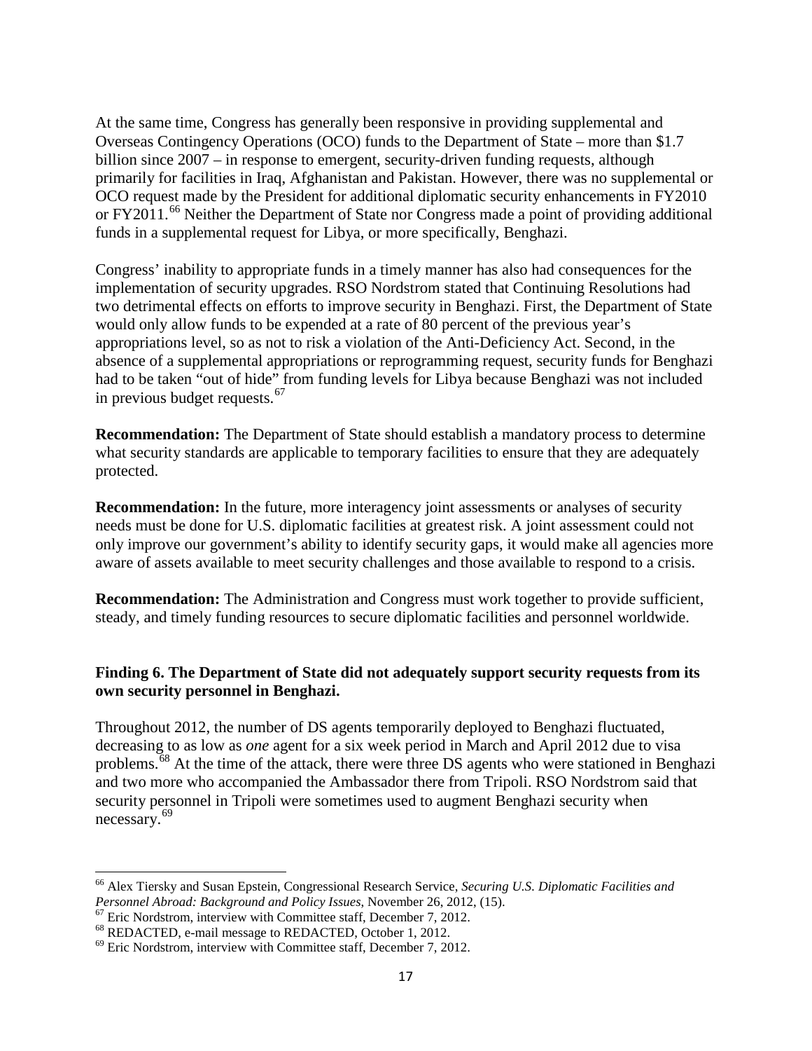At the same time, Congress has generally been responsive in providing supplemental and Overseas Contingency Operations (OCO) funds to the Department of State – more than $1.7 billion since 2007 – in response to emergent, security-driven funding requests, although primarily for facilities in Iraq, Afghanistan and Pakistan. However, there was no supplemental or OCO request made by the President for additional diplomatic security enhancements in FY2010 or FY2011.[66] Neither the Department of State nor Congress made a point of providing additional funds in a supplemental request for Libya, or more specifically, Benghazi.

Congress' inability to appropriate funds in a timely manner has also had consequences for the implementation of security upgrades. RSO Nordstrom stated that Continuing Resolutions had two detrimental effects on efforts to improve security in Benghazi. First, the Department of State would only allow funds to be expended at a rate of 80 percent of the previous year's appropriations level, so as not to risk a violation of the Anti-Deficiency Act. Second, in the absence of a supplemental appropriations or reprogramming request, security funds for Benghazi had to be taken "out of hide" from funding levels for Libya because Benghazi was not included in previous budget requests.[67]

**Recommendation:** The Department of State should establish a mandatory process to determine what security standards are applicable to temporary facilities to ensure that they are adequately protected.

**Recommendation:** In the future, more interagency joint assessments or analyses of security needs must be done for U.S. diplomatic facilities at greatest risk. A joint assessment could not only improve our government's ability to identify security gaps, it would make all agencies more aware of assets available to meet security challenges and those available to respond to a crisis.

**Recommendation:** The Administration and Congress must work together to provide sufficient, steady, and timely funding resources to secure diplomatic facilities and personnel worldwide.

**Finding 6. The Department of State did not adequately support security requests from its own security personnel in Benghazi.**

Throughout 2012, the number of DS agents temporarily deployed to Benghazi fluctuated, decreasing to as low as *one* agent for a six week period in March and April 2012 due to visa problems.[68] At the time of the attack, there were three DS agents who were stationed in Benghazi and two more who accompanied the Ambassador there from Tripoli. RSO Nordstrom said that security personnel in Tripoli were sometimes used to augment Benghazi security when necessary.[69]

[66] Alex Tiersky and Susan Epstein, Congressional Research Service, *Securing U.S. Diplomatic Facilities and Personnel Abroad: Background and Policy Issues*, November 26, 2012, (15).

[67] Eric Nordstrom, interview with Committee staff, December 7, 2012.

[68] REDACTED, e-mail message to REDACTED, October 1, 2012.

[69] Eric Nordstrom, interview with Committee staff, December 7, 2012.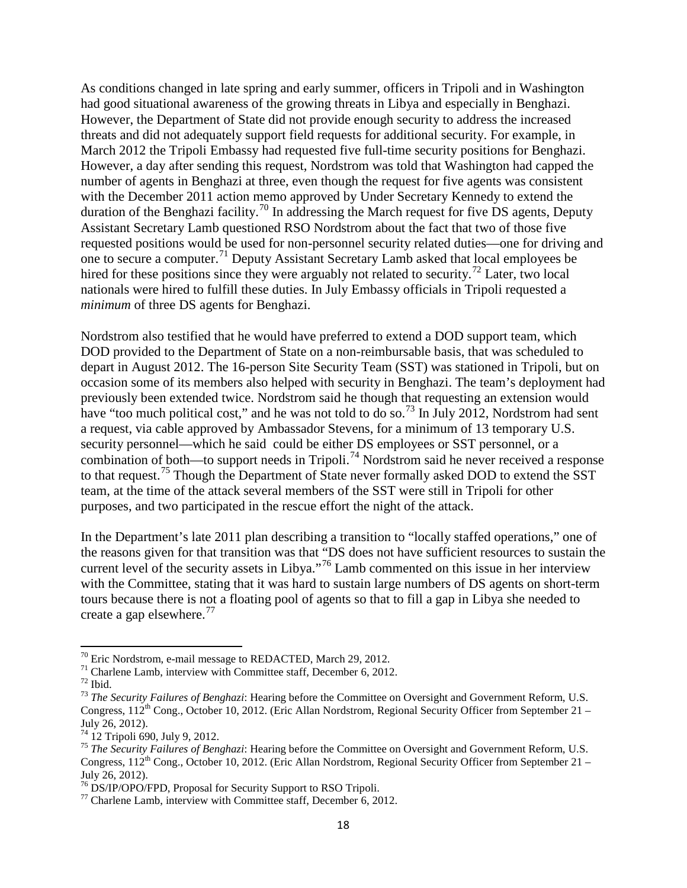As conditions changed in late spring and early summer, officers in Tripoli and in Washington had good situational awareness of the growing threats in Libya and especially in Benghazi. However, the Department of State did not provide enough security to address the increased threats and did not adequately support field requests for additional security. For example, in March 2012 the Tripoli Embassy had requested five full-time security positions for Benghazi. However, a day after sending this request, Nordstrom was told that Washington had capped the number of agents in Benghazi at three, even though the request for five agents was consistent with the December 2011 action memo approved by Under Secretary Kennedy to extend the duration of the Benghazi facility.[70] In addressing the March request for five DS agents, Deputy Assistant Secretary Lamb questioned RSO Nordstrom about the fact that two of those five requested positions would be used for non-personnel security related duties—one for driving and one to secure a computer.[71] Deputy Assistant Secretary Lamb asked that local employees be hired for these positions since they were arguably not related to security.[72] Later, two local nationals were hired to fulfill these duties. In July Embassy officials in Tripoli requested a *minimum* of three DS agents for Benghazi.

Nordstrom also testified that he would have preferred to extend a DOD support team, which DOD provided to the Department of State on a non-reimbursable basis, that was scheduled to depart in August 2012. The 16-person Site Security Team (SST) was stationed in Tripoli, but on occasion some of its members also helped with security in Benghazi. The team's deployment had previously been extended twice. Nordstrom said he though that requesting an extension would have "too much political cost," and he was not told to do so.[73] In July 2012, Nordstrom had sent a request, via cable approved by Ambassador Stevens, for a minimum of 13 temporary U.S. security personnel—which he said could be either DS employees or SST personnel, or a combination of both—to support needs in Tripoli.[74] Nordstrom said he never received a response to that request.[75] Though the Department of State never formally asked DOD to extend the SST team, at the time of the attack several members of the SST were still in Tripoli for other purposes, and two participated in the rescue effort the night of the attack.

In the Department's late 2011 plan describing a transition to "locally staffed operations," one of the reasons given for that transition was that "DS does not have sufficient resources to sustain the current level of the security assets in Libya."[76] Lamb commented on this issue in her interview with the Committee, stating that it was hard to sustain large numbers of DS agents on short-term tours because there is not a floating pool of agents so that to fill a gap in Libya she needed to create a gap elsewhere.[77]

---

[70] Eric Nordstrom, e-mail message to REDACTED, March 29, 2012.

[71] Charlene Lamb, interview with Committee staff, December 6, 2012.

[72] Ibid.

[73] *The Security Failures of Benghazi*: Hearing before the Committee on Oversight and Government Reform, U.S. Congress, 112th Cong., October 10, 2012. (Eric Allan Nordstrom, Regional Security Officer from September 21 – July 26, 2012).

[74] 12 Tripoli 690, July 9, 2012.

[75] *The Security Failures of Benghazi*: Hearing before the Committee on Oversight and Government Reform, U.S. Congress, 112th Cong., October 10, 2012. (Eric Allan Nordstrom, Regional Security Officer from September 21 – July 26, 2012).

[76] DS/IP/OPO/FPD, Proposal for Security Support to RSO Tripoli.

[77] Charlene Lamb, interview with Committee staff, December 6, 2012.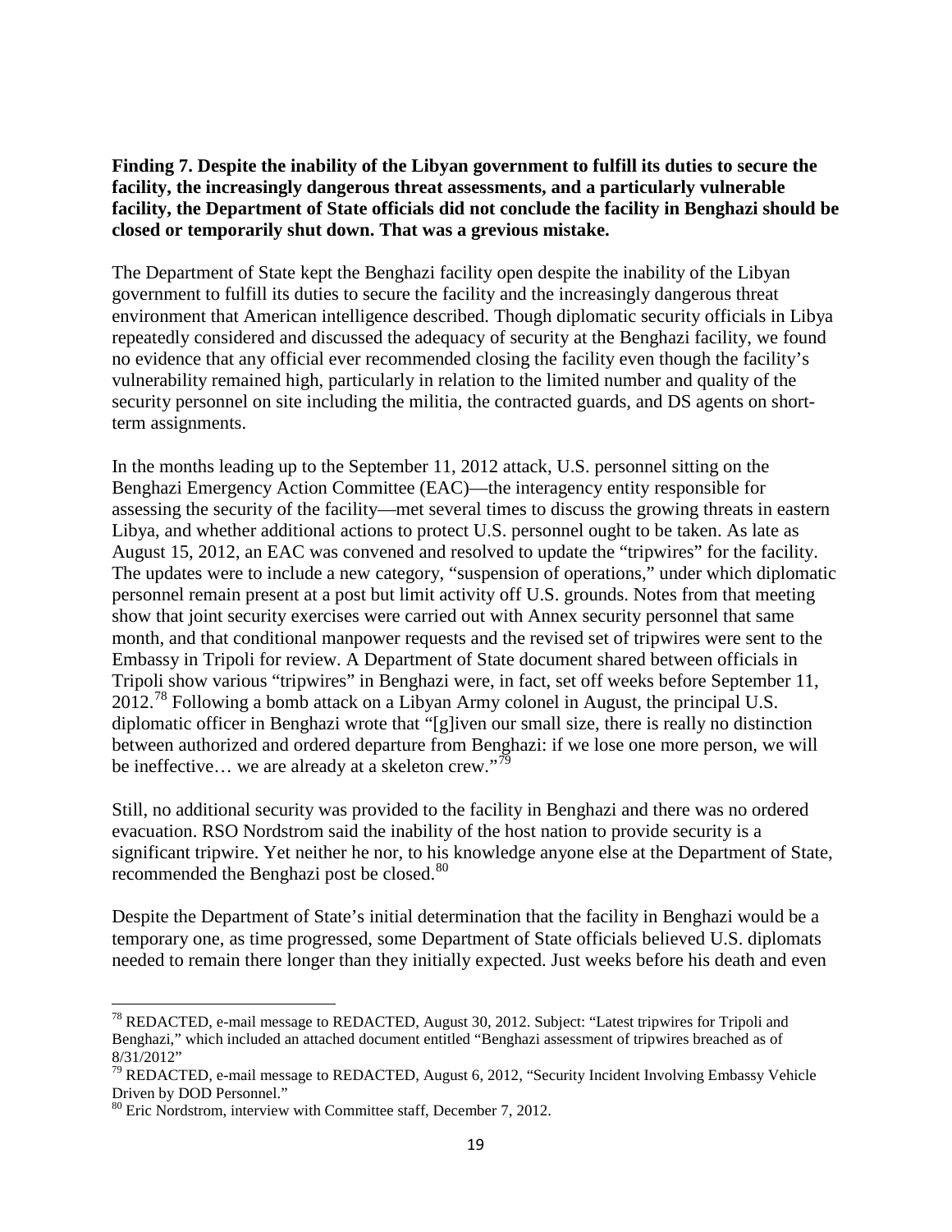**Finding 7. Despite the inability of the Libyan government to fulfill its duties to secure the facility, the increasingly dangerous threat assessments, and a particularly vulnerable facility, the Department of State officials did not conclude the facility in Benghazi should be closed or temporarily shut down. That was a grevious mistake.**

The Department of State kept the Benghazi facility open despite the inability of the Libyan government to fulfill its duties to secure the facility and the increasingly dangerous threat environment that American intelligence described. Though diplomatic security officials in Libya repeatedly considered and discussed the adequacy of security at the Benghazi facility, we found no evidence that any official ever recommended closing the facility even though the facility's vulnerability remained high, particularly in relation to the limited number and quality of the security personnel on site including the militia, the contracted guards, and DS agents on short-term assignments.

In the months leading up to the September 11, 2012 attack, U.S. personnel sitting on the Benghazi Emergency Action Committee (EAC)—the interagency entity responsible for assessing the security of the facility—met several times to discuss the growing threats in eastern Libya, and whether additional actions to protect U.S. personnel ought to be taken. As late as August 15, 2012, an EAC was convened and resolved to update the "tripwires" for the facility. The updates were to include a new category, "suspension of operations," under which diplomatic personnel remain present at a post but limit activity off U.S. grounds. Notes from that meeting show that joint security exercises were carried out with Annex security personnel that same month, and that conditional manpower requests and the revised set of tripwires were sent to the Embassy in Tripoli for review. A Department of State document shared between officials in Tripoli show various "tripwires" in Benghazi were, in fact, set off weeks before September 11, 2012.[78] Following a bomb attack on a Libyan Army colonel in August, the principal U.S. diplomatic officer in Benghazi wrote that "[g]iven our small size, there is really no distinction between authorized and ordered departure from Benghazi: if we lose one more person, we will be ineffective… we are already at a skeleton crew."[79]

Still, no additional security was provided to the facility in Benghazi and there was no ordered evacuation. RSO Nordstrom said the inability of the host nation to provide security is a significant tripwire. Yet neither he nor, to his knowledge anyone else at the Department of State, recommended the Benghazi post be closed.[80]

Despite the Department of State's initial determination that the facility in Benghazi would be a temporary one, as time progressed, some Department of State officials believed U.S. diplomats needed to remain there longer than they initially expected. Just weeks before his death and even

---

[78] REDACTED, e-mail message to REDACTED, August 30, 2012. Subject: "Latest tripwires for Tripoli and Benghazi," which included an attached document entitled "Benghazi assessment of tripwires breached as of 8/31/2012"

[79] REDACTED, e-mail message to REDACTED, August 6, 2012, "Security Incident Involving Embassy Vehicle Driven by DOD Personnel."

[80] Eric Nordstrom, interview with Committee staff, December 7, 2012.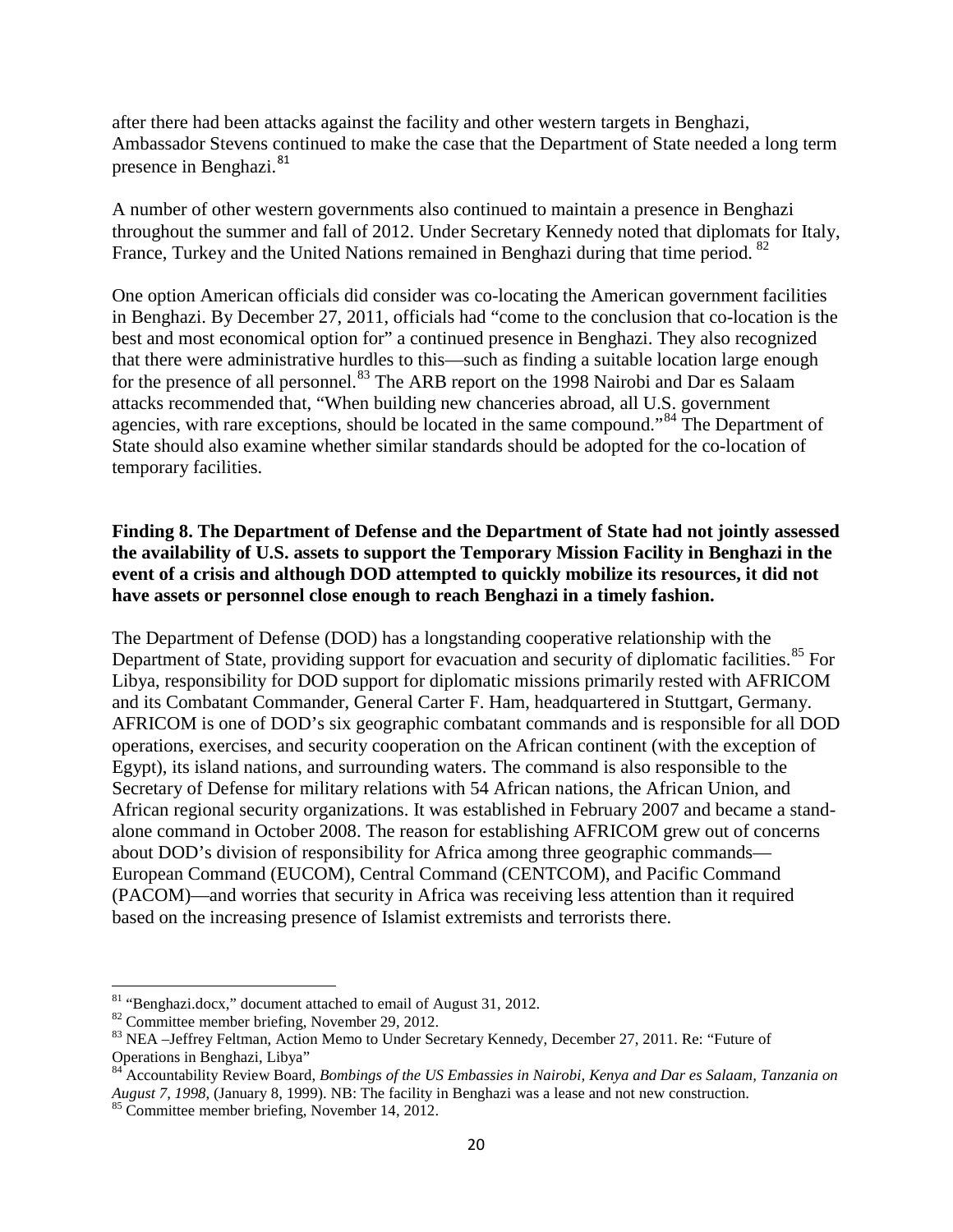after there had been attacks against the facility and other western targets in Benghazi, Ambassador Stevens continued to make the case that the Department of State needed a long term presence in Benghazi.[81]

A number of other western governments also continued to maintain a presence in Benghazi throughout the summer and fall of 2012. Under Secretary Kennedy noted that diplomats for Italy, France, Turkey and the United Nations remained in Benghazi during that time period.[82]

One option American officials did consider was co-locating the American government facilities in Benghazi. By December 27, 2011, officials had "come to the conclusion that co-location is the best and most economical option for" a continued presence in Benghazi. They also recognized that there were administrative hurdles to this—such as finding a suitable location large enough for the presence of all personnel.[83] The ARB report on the 1998 Nairobi and Dar es Salaam attacks recommended that, "When building new chanceries abroad, all U.S. government agencies, with rare exceptions, should be located in the same compound."[84] The Department of State should also examine whether similar standards should be adopted for the co-location of temporary facilities.

**Finding 8. The Department of Defense and the Department of State had not jointly assessed the availability of U.S. assets to support the Temporary Mission Facility in Benghazi in the event of a crisis and although DOD attempted to quickly mobilize its resources, it did not have assets or personnel close enough to reach Benghazi in a timely fashion.**

The Department of Defense (DOD) has a longstanding cooperative relationship with the Department of State, providing support for evacuation and security of diplomatic facilities.[85] For Libya, responsibility for DOD support for diplomatic missions primarily rested with AFRICOM and its Combatant Commander, General Carter F. Ham, headquartered in Stuttgart, Germany. AFRICOM is one of DOD's six geographic combatant commands and is responsible for all DOD operations, exercises, and security cooperation on the African continent (with the exception of Egypt), its island nations, and surrounding waters. The command is also responsible to the Secretary of Defense for military relations with 54 African nations, the African Union, and African regional security organizations. It was established in February 2007 and became a stand-alone command in October 2008. The reason for establishing AFRICOM grew out of concerns about DOD's division of responsibility for Africa among three geographic commands—European Command (EUCOM), Central Command (CENTCOM), and Pacific Command (PACOM)—and worries that security in Africa was receiving less attention than it required based on the increasing presence of Islamist extremists and terrorists there.

---

[81] "Benghazi.docx," document attached to email of August 31, 2012.

[82] Committee member briefing, November 29, 2012.

[83] NEA –Jeffrey Feltman, Action Memo to Under Secretary Kennedy, December 27, 2011. Re: "Future of Operations in Benghazi, Libya"

[84] Accountability Review Board, *Bombings of the US Embassies in Nairobi, Kenya and Dar es Salaam, Tanzania on August 7, 1998*, (January 8, 1999). NB: The facility in Benghazi was a lease and not new construction.

[85] Committee member briefing, November 14, 2012.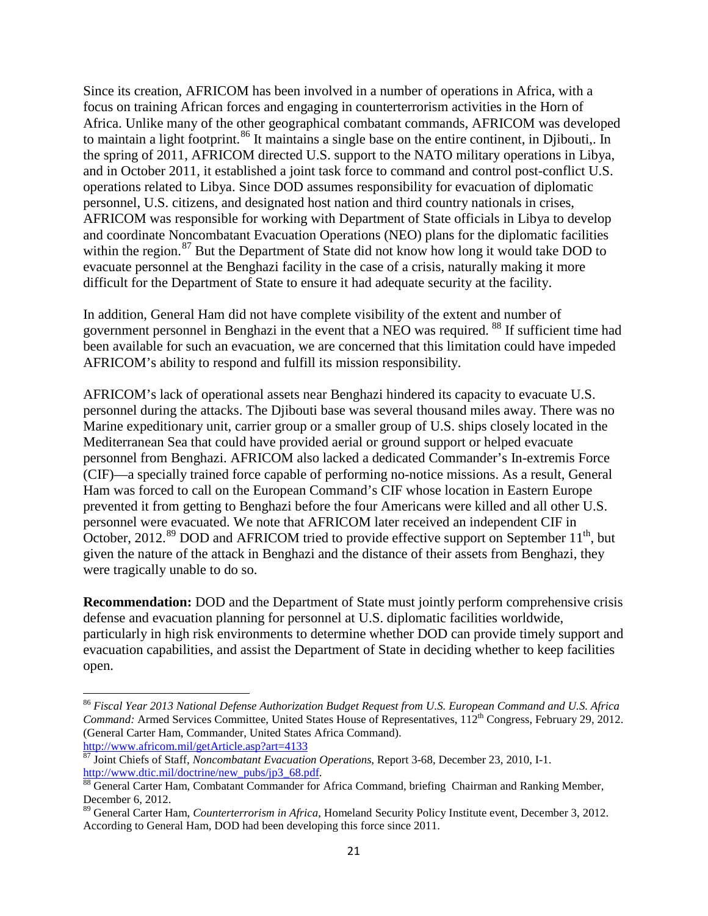Since its creation, AFRICOM has been involved in a number of operations in Africa, with a focus on training African forces and engaging in counterterrorism activities in the Horn of Africa. Unlike many of the other geographical combatant commands, AFRICOM was developed to maintain a light footprint.[86] It maintains a single base on the entire continent, in Djibouti,. In the spring of 2011, AFRICOM directed U.S. support to the NATO military operations in Libya, and in October 2011, it established a joint task force to command and control post-conflict U.S. operations related to Libya. Since DOD assumes responsibility for evacuation of diplomatic personnel, U.S. citizens, and designated host nation and third country nationals in crises, AFRICOM was responsible for working with Department of State officials in Libya to develop and coordinate Noncombatant Evacuation Operations (NEO) plans for the diplomatic facilities within the region.[87] But the Department of State did not know how long it would take DOD to evacuate personnel at the Benghazi facility in the case of a crisis, naturally making it more difficult for the Department of State to ensure it had adequate security at the facility.

In addition, General Ham did not have complete visibility of the extent and number of government personnel in Benghazi in the event that a NEO was required. [88] If sufficient time had been available for such an evacuation, we are concerned that this limitation could have impeded AFRICOM's ability to respond and fulfill its mission responsibility.

AFRICOM's lack of operational assets near Benghazi hindered its capacity to evacuate U.S. personnel during the attacks. The Djibouti base was several thousand miles away. There was no Marine expeditionary unit, carrier group or a smaller group of U.S. ships closely located in the Mediterranean Sea that could have provided aerial or ground support or helped evacuate personnel from Benghazi. AFRICOM also lacked a dedicated Commander's In-extremis Force (CIF)—a specially trained force capable of performing no-notice missions. As a result, General Ham was forced to call on the European Command's CIF whose location in Eastern Europe prevented it from getting to Benghazi before the four Americans were killed and all other U.S. personnel were evacuated. We note that AFRICOM later received an independent CIF in October, 2012.[89] DOD and AFRICOM tried to provide effective support on September 11th, but given the nature of the attack in Benghazi and the distance of their assets from Benghazi, they were tragically unable to do so.

**Recommendation:** DOD and the Department of State must jointly perform comprehensive crisis defense and evacuation planning for personnel at U.S. diplomatic facilities worldwide, particularly in high risk environments to determine whether DOD can provide timely support and evacuation capabilities, and assist the Department of State in deciding whether to keep facilities open.

---

[86] *Fiscal Year 2013 National Defense Authorization Budget Request from U.S. European Command and U.S. Africa Command:* Armed Services Committee, United States House of Representatives, 112th Congress, February 29, 2012. (General Carter Ham, Commander, United States Africa Command). http://www.africom.mil/getArticle.asp?art=4133

[87] Joint Chiefs of Staff, *Noncombatant Evacuation Operations*, Report 3-68, December 23, 2010, I-1. http://www.dtic.mil/doctrine/new_pubs/jp3_68.pdf.

[88] General Carter Ham, Combatant Commander for Africa Command, briefing Chairman and Ranking Member, December 6, 2012.

[89] General Carter Ham, *Counterterrorism in Africa*, Homeland Security Policy Institute event, December 3, 2012. According to General Ham, DOD had been developing this force since 2011.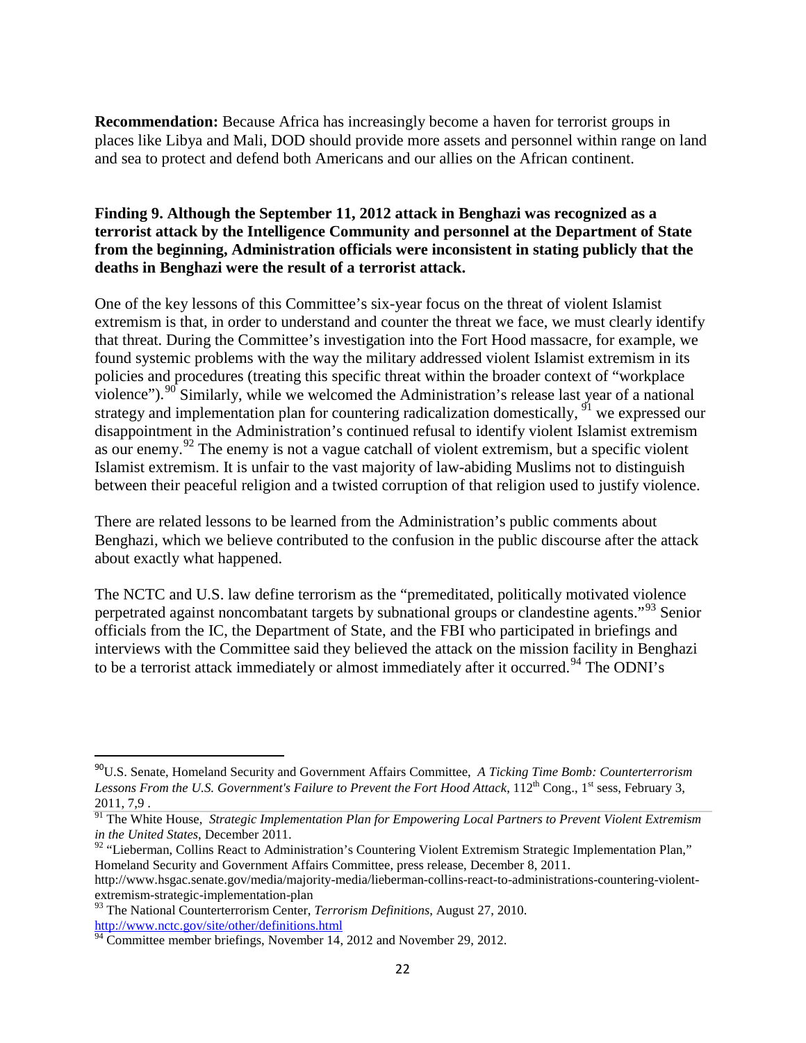**Recommendation:** Because Africa has increasingly become a haven for terrorist groups in places like Libya and Mali, DOD should provide more assets and personnel within range on land and sea to protect and defend both Americans and our allies on the African continent.

**Finding 9. Although the September 11, 2012 attack in Benghazi was recognized as a terrorist attack by the Intelligence Community and personnel at the Department of State from the beginning, Administration officials were inconsistent in stating publicly that the deaths in Benghazi were the result of a terrorist attack.**

One of the key lessons of this Committee's six-year focus on the threat of violent Islamist extremism is that, in order to understand and counter the threat we face, we must clearly identify that threat. During the Committee's investigation into the Fort Hood massacre, for example, we found systemic problems with the way the military addressed violent Islamist extremism in its policies and procedures (treating this specific threat within the broader context of "workplace violence").[90] Similarly, while we welcomed the Administration's release last year of a national strategy and implementation plan for countering radicalization domestically, [91] we expressed our disappointment in the Administration's continued refusal to identify violent Islamist extremism as our enemy.[92] The enemy is not a vague catchall of violent extremism, but a specific violent Islamist extremism. It is unfair to the vast majority of law-abiding Muslims not to distinguish between their peaceful religion and a twisted corruption of that religion used to justify violence.

There are related lessons to be learned from the Administration's public comments about Benghazi, which we believe contributed to the confusion in the public discourse after the attack about exactly what happened.

The NCTC and U.S. law define terrorism as the "premeditated, politically motivated violence perpetrated against noncombatant targets by subnational groups or clandestine agents."[93] Senior officials from the IC, the Department of State, and the FBI who participated in briefings and interviews with the Committee said they believed the attack on the mission facility in Benghazi to be a terrorist attack immediately or almost immediately after it occurred.[94] The ODNI's

---

[90] U.S. Senate, Homeland Security and Government Affairs Committee, *A Ticking Time Bomb: Counterterrorism Lessons From the U.S. Government's Failure to Prevent the Fort Hood Attack*, 112th Cong., 1st sess, February 3, 2011, 7,9 .

[91] The White House, *Strategic Implementation Plan for Empowering Local Partners to Prevent Violent Extremism in the United States*, December 2011.

[92] "Lieberman, Collins React to Administration's Countering Violent Extremism Strategic Implementation Plan," Homeland Security and Government Affairs Committee, press release, December 8, 2011. http://www.hsgac.senate.gov/media/majority-media/lieberman-collins-react-to-administrations-countering-violent-extremism-strategic-implementation-plan

[93] The National Counterterrorism Center, *Terrorism Definitions*, August 27, 2010. http://www.nctc.gov/site/other/definitions.html

[94] Committee member briefings, November 14, 2012 and November 29, 2012.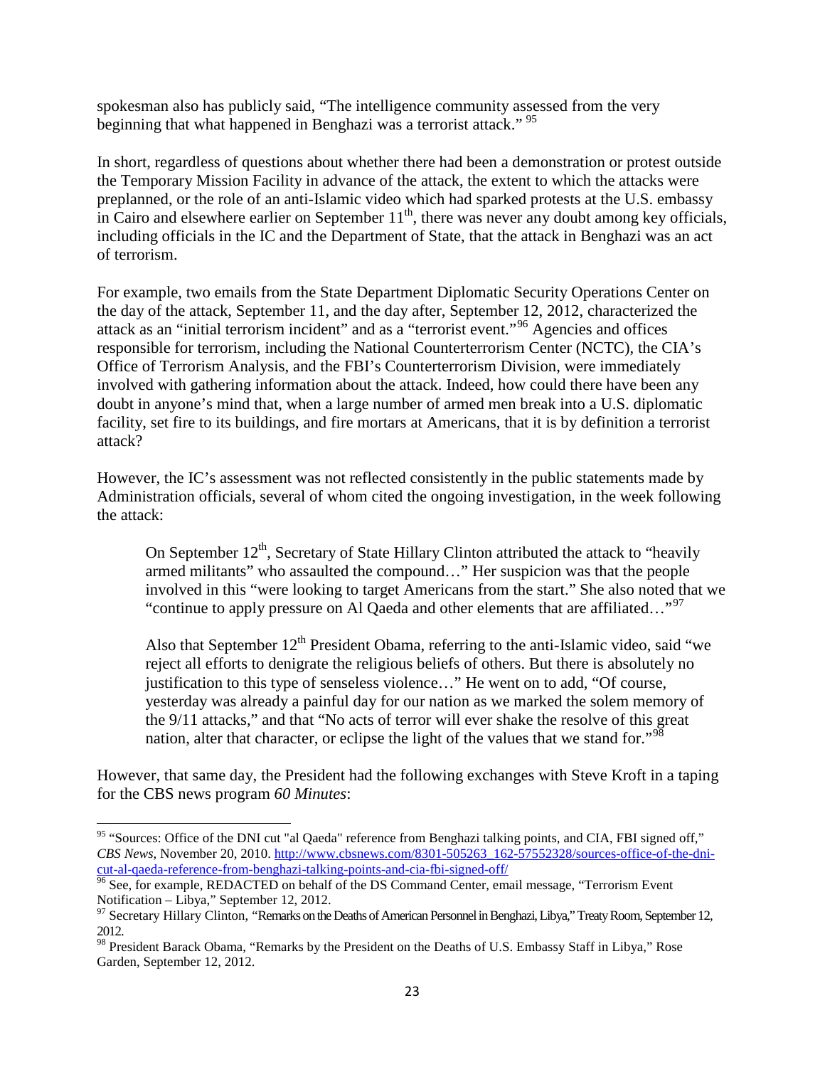spokesman also has publicly said, "The intelligence community assessed from the very beginning that what happened in Benghazi was a terrorist attack." [95]

In short, regardless of questions about whether there had been a demonstration or protest outside the Temporary Mission Facility in advance of the attack, the extent to which the attacks were preplanned, or the role of an anti-Islamic video which had sparked protests at the U.S. embassy in Cairo and elsewhere earlier on September 11th, there was never any doubt among key officials, including officials in the IC and the Department of State, that the attack in Benghazi was an act of terrorism.

For example, two emails from the State Department Diplomatic Security Operations Center on the day of the attack, September 11, and the day after, September 12, 2012, characterized the attack as an "initial terrorism incident" and as a "terrorist event."[96] Agencies and offices responsible for terrorism, including the National Counterterrorism Center (NCTC), the CIA's Office of Terrorism Analysis, and the FBI's Counterterrorism Division, were immediately involved with gathering information about the attack. Indeed, how could there have been any doubt in anyone's mind that, when a large number of armed men break into a U.S. diplomatic facility, set fire to its buildings, and fire mortars at Americans, that it is by definition a terrorist attack?

However, the IC's assessment was not reflected consistently in the public statements made by Administration officials, several of whom cited the ongoing investigation, in the week following the attack:

> On September 12th, Secretary of State Hillary Clinton attributed the attack to "heavily armed militants" who assaulted the compound…" Her suspicion was that the people involved in this "were looking to target Americans from the start." She also noted that we "continue to apply pressure on Al Qaeda and other elements that are affiliated…"[97]
>
> Also that September 12th President Obama, referring to the anti-Islamic video, said "we reject all efforts to denigrate the religious beliefs of others. But there is absolutely no justification to this type of senseless violence…" He went on to add, "Of course, yesterday was already a painful day for our nation as we marked the solem memory of the 9/11 attacks," and that "No acts of terror will ever shake the resolve of this great nation, alter that character, or eclipse the light of the values that we stand for."[98]

However, that same day, the President had the following exchanges with Steve Kroft in a taping for the CBS news program *60 Minutes*:

---

[95] "Sources: Office of the DNI cut "al Qaeda" reference from Benghazi talking points, and CIA, FBI signed off," *CBS News*, November 20, 2010. http://www.cbsnews.com/8301-505263_162-57552328/sources-office-of-the-dni-cut-al-qaeda-reference-from-benghazi-talking-points-and-cia-fbi-signed-off/

[96] See, for example, REDACTED on behalf of the DS Command Center, email message, "Terrorism Event Notification – Libya," September 12, 2012.

[97] Secretary Hillary Clinton, "Remarks on the Deaths of American Personnel in Benghazi, Libya," Treaty Room, September 12, 2012.

[98] President Barack Obama, "Remarks by the President on the Deaths of U.S. Embassy Staff in Libya," Rose Garden, September 12, 2012.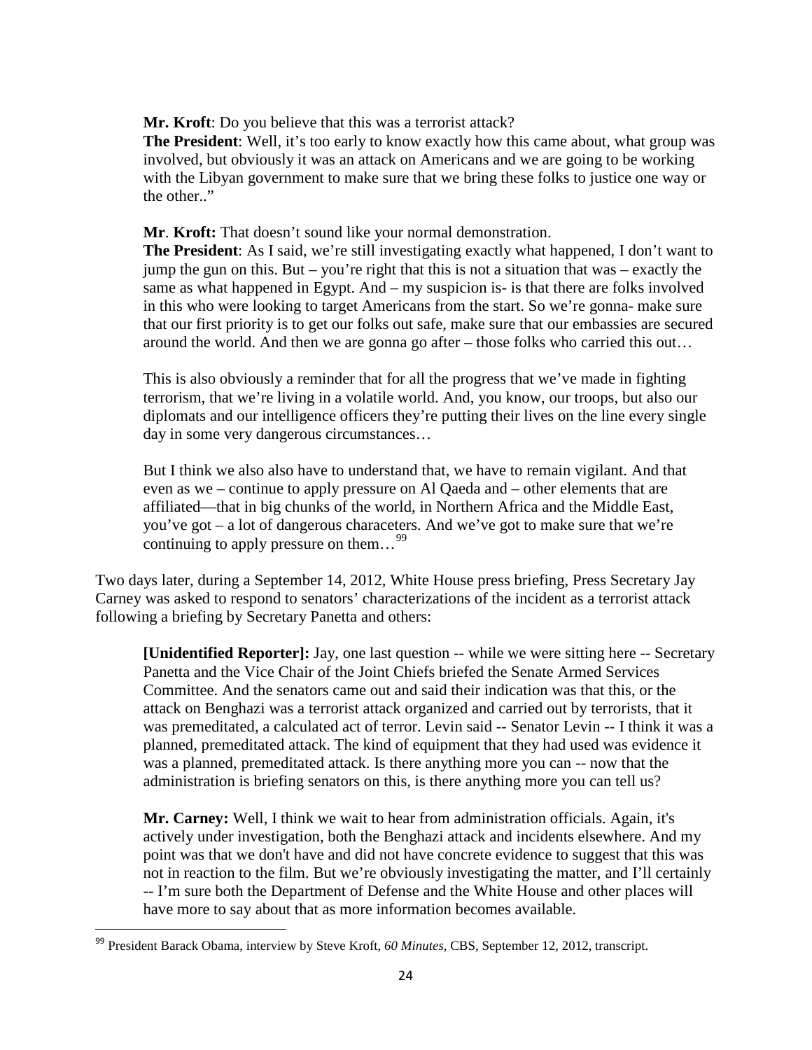> **Mr. Kroft**: Do you believe that this was a terrorist attack?
> **The President**: Well, it's too early to know exactly how this came about, what group was involved, but obviously it was an attack on Americans and we are going to be working with the Libyan government to make sure that we bring these folks to justice one way or the other.."
>
> **Mr**. **Kroft:** That doesn't sound like your normal demonstration.
> **The President**: As I said, we're still investigating exactly what happened, I don't want to jump the gun on this. But – you're right that this is not a situation that was – exactly the same as what happened in Egypt. And – my suspicion is- is that there are folks involved in this who were looking to target Americans from the start. So we're gonna- make sure that our first priority is to get our folks out safe, make sure that our embassies are secured around the world. And then we are gonna go after – those folks who carried this out…
>
> This is also obviously a reminder that for all the progress that we've made in fighting terrorism, that we're living in a volatile world. And, you know, our troops, but also our diplomats and our intelligence officers they're putting their lives on the line every single day in some very dangerous circumstances…
>
> But I think we also also have to understand that, we have to remain vigilant. And that even as we – continue to apply pressure on Al Qaeda and – other elements that are affiliated—that in big chunks of the world, in Northern Africa and the Middle East, you've got – a lot of dangerous characeters. And we've got to make sure that we're continuing to apply pressure on them…[99]

Two days later, during a September 14, 2012, White House press briefing, Press Secretary Jay Carney was asked to respond to senators' characterizations of the incident as a terrorist attack following a briefing by Secretary Panetta and others:

> **[Unidentified Reporter]:** Jay, one last question -- while we were sitting here -- Secretary Panetta and the Vice Chair of the Joint Chiefs briefed the Senate Armed Services Committee. And the senators came out and said their indication was that this, or the attack on Benghazi was a terrorist attack organized and carried out by terrorists, that it was premeditated, a calculated act of terror. Levin said -- Senator Levin -- I think it was a planned, premeditated attack. The kind of equipment that they had used was evidence it was a planned, premeditated attack. Is there anything more you can -- now that the administration is briefing senators on this, is there anything more you can tell us?
>
> **Mr. Carney:** Well, I think we wait to hear from administration officials. Again, it's actively under investigation, both the Benghazi attack and incidents elsewhere. And my point was that we don't have and did not have concrete evidence to suggest that this was not in reaction to the film. But we're obviously investigating the matter, and I'll certainly -- I'm sure both the Department of Defense and the White House and other places will have more to say about that as more information becomes available.

[99] President Barack Obama, interview by Steve Kroft, *60 Minutes*, CBS, September 12, 2012, transcript.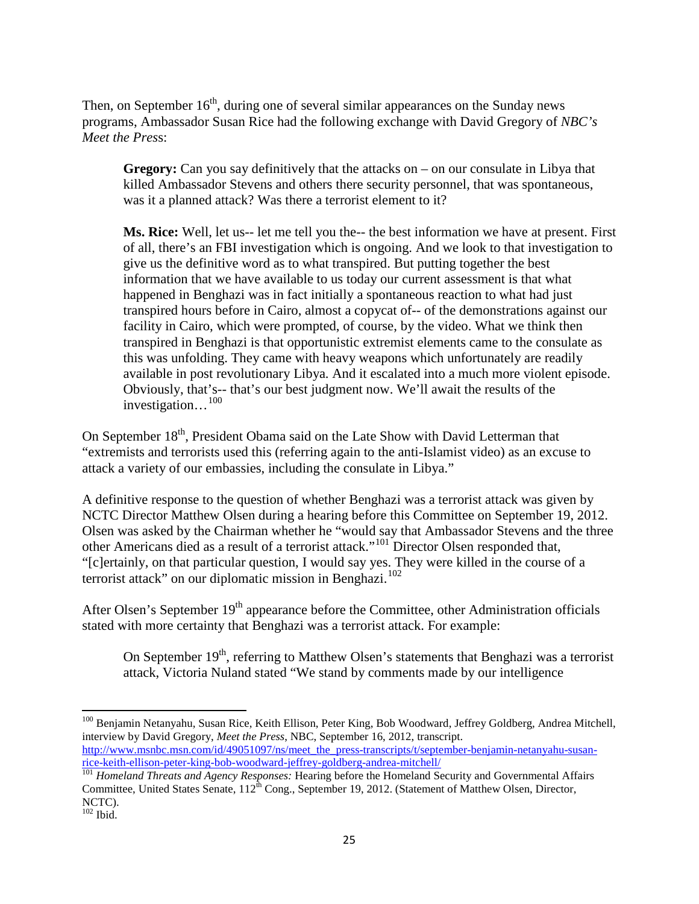Then, on September 16th, during one of several similar appearances on the Sunday news programs, Ambassador Susan Rice had the following exchange with David Gregory of *NBC's Meet the Press*:

> **Gregory:** Can you say definitively that the attacks on – on our consulate in Libya that killed Ambassador Stevens and others there security personnel, that was spontaneous, was it a planned attack? Was there a terrorist element to it?
>
> **Ms. Rice:** Well, let us-- let me tell you the-- the best information we have at present. First of all, there's an FBI investigation which is ongoing. And we look to that investigation to give us the definitive word as to what transpired. But putting together the best information that we have available to us today our current assessment is that what happened in Benghazi was in fact initially a spontaneous reaction to what had just transpired hours before in Cairo, almost a copycat of-- of the demonstrations against our facility in Cairo, which were prompted, of course, by the video. What we think then transpired in Benghazi is that opportunistic extremist elements came to the consulate as this was unfolding. They came with heavy weapons which unfortunately are readily available in post revolutionary Libya. And it escalated into a much more violent episode. Obviously, that's-- that's our best judgment now. We'll await the results of the investigation…[100]

On September 18th, President Obama said on the Late Show with David Letterman that "extremists and terrorists used this (referring again to the anti-Islamist video) as an excuse to attack a variety of our embassies, including the consulate in Libya."

A definitive response to the question of whether Benghazi was a terrorist attack was given by NCTC Director Matthew Olsen during a hearing before this Committee on September 19, 2012. Olsen was asked by the Chairman whether he "would say that Ambassador Stevens and the three other Americans died as a result of a terrorist attack."[101] Director Olsen responded that, "[c]ertainly, on that particular question, I would say yes. They were killed in the course of a terrorist attack" on our diplomatic mission in Benghazi.[102]

After Olsen's September 19th appearance before the Committee, other Administration officials stated with more certainty that Benghazi was a terrorist attack. For example:

> On September 19th, referring to Matthew Olsen's statements that Benghazi was a terrorist attack, Victoria Nuland stated "We stand by comments made by our intelligence

---

[100] Benjamin Netanyahu, Susan Rice, Keith Ellison, Peter King, Bob Woodward, Jeffrey Goldberg, Andrea Mitchell, interview by David Gregory, *Meet the Press*, NBC, September 16, 2012, transcript. http://www.msnbc.msn.com/id/49051097/ns/meet_the_press-transcripts/t/september-benjamin-netanyahu-susan-rice-keith-ellison-peter-king-bob-woodward-jeffrey-goldberg-andrea-mitchell/

[101] *Homeland Threats and Agency Responses:* Hearing before the Homeland Security and Governmental Affairs Committee, United States Senate, 112th Cong., September 19, 2012. (Statement of Matthew Olsen, Director, NCTC).

[102] Ibid.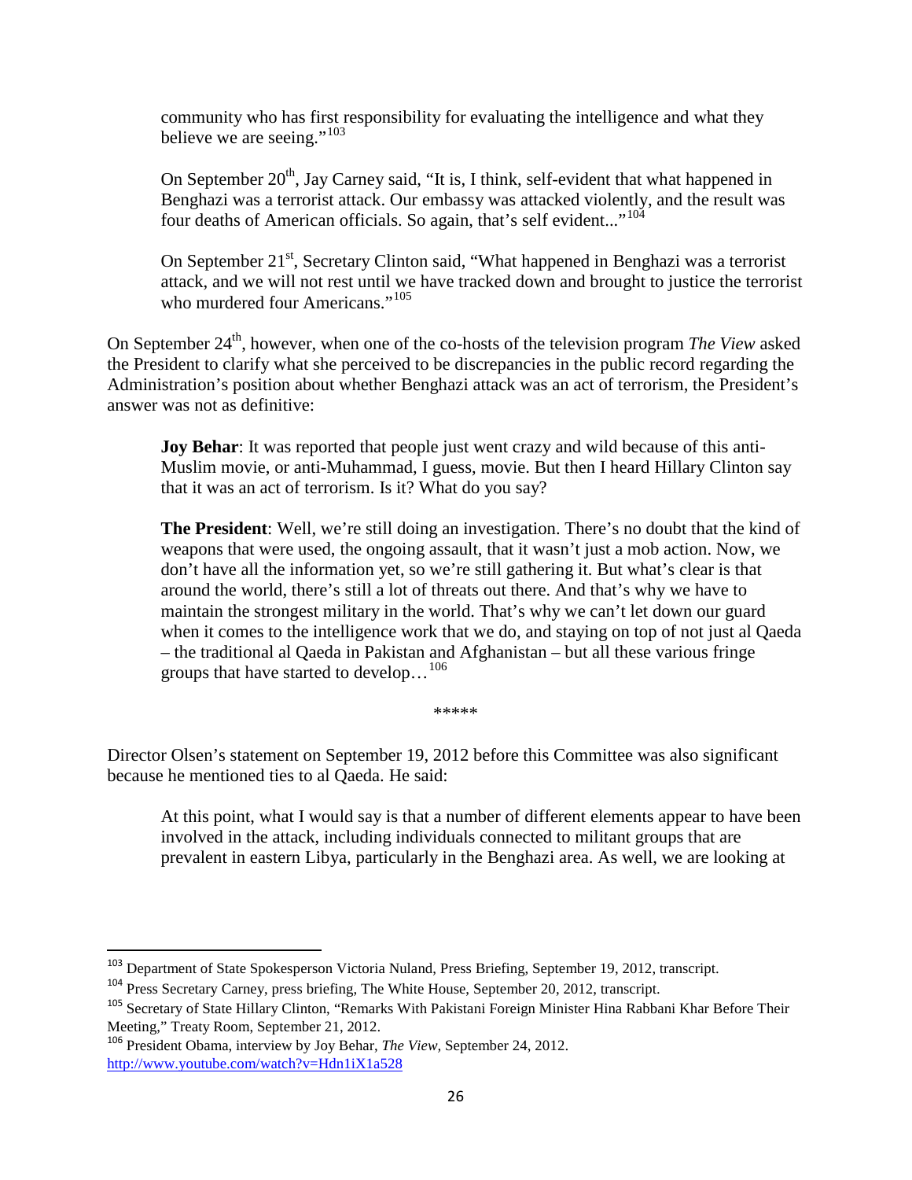> community who has first responsibility for evaluating the intelligence and what they believe we are seeing."[103]
>
> On September 20th, Jay Carney said, "It is, I think, self-evident that what happened in Benghazi was a terrorist attack. Our embassy was attacked violently, and the result was four deaths of American officials. So again, that's self evident..."[104]
>
> On September 21st, Secretary Clinton said, "What happened in Benghazi was a terrorist attack, and we will not rest until we have tracked down and brought to justice the terrorist who murdered four Americans."[105]

On September 24th, however, when one of the co-hosts of the television program *The View* asked the President to clarify what she perceived to be discrepancies in the public record regarding the Administration's position about whether Benghazi attack was an act of terrorism, the President's answer was not as definitive:

> **Joy Behar**: It was reported that people just went crazy and wild because of this anti-Muslim movie, or anti-Muhammad, I guess, movie. But then I heard Hillary Clinton say that it was an act of terrorism. Is it? What do you say?
>
> **The President**: Well, we're still doing an investigation. There's no doubt that the kind of weapons that were used, the ongoing assault, that it wasn't just a mob action. Now, we don't have all the information yet, so we're still gathering it. But what's clear is that around the world, there's still a lot of threats out there. And that's why we have to maintain the strongest military in the world. That's why we can't let down our guard when it comes to the intelligence work that we do, and staying on top of not just al Qaeda – the traditional al Qaeda in Pakistan and Afghanistan – but all these various fringe groups that have started to develop…[106]

*****

Director Olsen's statement on September 19, 2012 before this Committee was also significant because he mentioned ties to al Qaeda. He said:

> At this point, what I would say is that a number of different elements appear to have been involved in the attack, including individuals connected to militant groups that are prevalent in eastern Libya, particularly in the Benghazi area. As well, we are looking at

---

[103] Department of State Spokesperson Victoria Nuland, Press Briefing, September 19, 2012, transcript.

[104] Press Secretary Carney, press briefing, The White House, September 20, 2012, transcript.

[105] Secretary of State Hillary Clinton, "Remarks With Pakistani Foreign Minister Hina Rabbani Khar Before Their Meeting," Treaty Room, September 21, 2012.

[106] President Obama, interview by Joy Behar, *The View*, September 24, 2012. http://www.youtube.com/watch?v=Hdn1iX1a528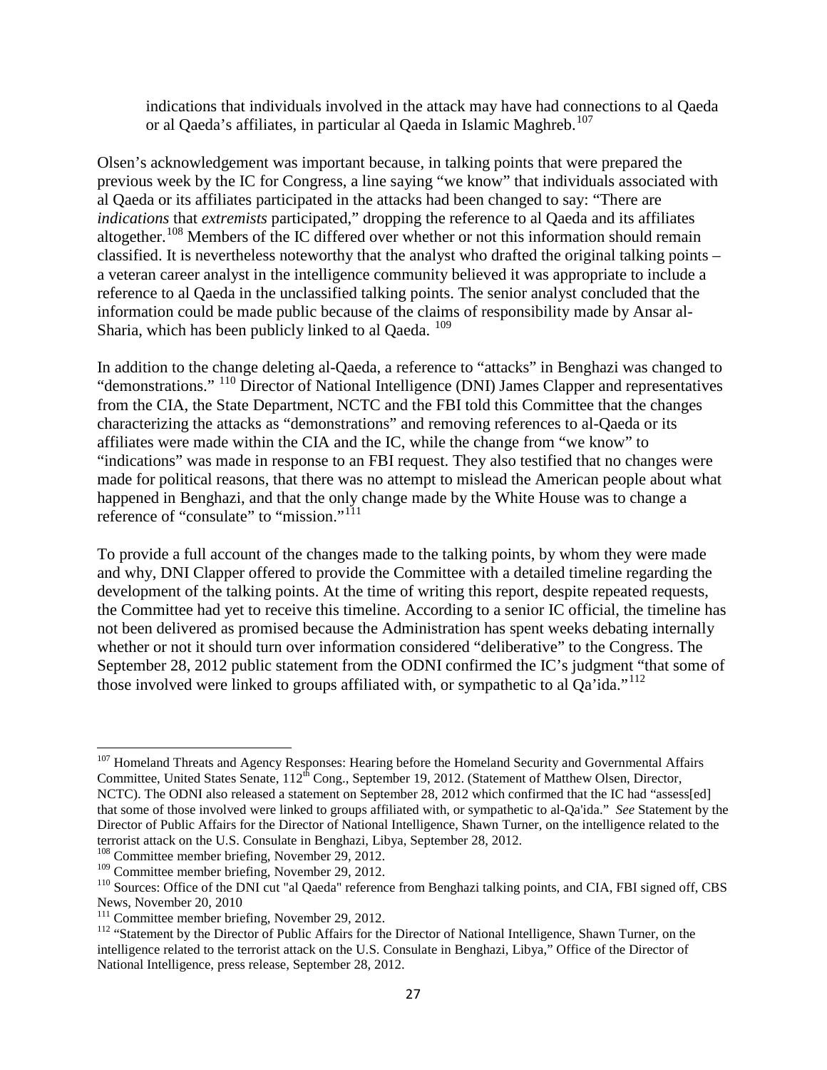> indications that individuals involved in the attack may have had connections to al Qaeda or al Qaeda's affiliates, in particular al Qaeda in Islamic Maghreb.[107]

Olsen's acknowledgement was important because, in talking points that were prepared the previous week by the IC for Congress, a line saying "we know" that individuals associated with al Qaeda or its affiliates participated in the attacks had been changed to say: "There are *indications* that *extremists* participated," dropping the reference to al Qaeda and its affiliates altogether.[108] Members of the IC differed over whether or not this information should remain classified. It is nevertheless noteworthy that the analyst who drafted the original talking points – a veteran career analyst in the intelligence community believed it was appropriate to include a reference to al Qaeda in the unclassified talking points. The senior analyst concluded that the information could be made public because of the claims of responsibility made by Ansar al-Sharia, which has been publicly linked to al Qaeda. [109]

In addition to the change deleting al-Qaeda, a reference to "attacks" in Benghazi was changed to "demonstrations." [110] Director of National Intelligence (DNI) James Clapper and representatives from the CIA, the State Department, NCTC and the FBI told this Committee that the changes characterizing the attacks as "demonstrations" and removing references to al-Qaeda or its affiliates were made within the CIA and the IC, while the change from "we know" to "indications" was made in response to an FBI request. They also testified that no changes were made for political reasons, that there was no attempt to mislead the American people about what happened in Benghazi, and that the only change made by the White House was to change a reference of "consulate" to "mission."[111]

To provide a full account of the changes made to the talking points, by whom they were made and why, DNI Clapper offered to provide the Committee with a detailed timeline regarding the development of the talking points. At the time of writing this report, despite repeated requests, the Committee had yet to receive this timeline. According to a senior IC official, the timeline has not been delivered as promised because the Administration has spent weeks debating internally whether or not it should turn over information considered "deliberative" to the Congress. The September 28, 2012 public statement from the ODNI confirmed the IC's judgment "that some of those involved were linked to groups affiliated with, or sympathetic to al Qa'ida."[112]

---

[107] Homeland Threats and Agency Responses: Hearing before the Homeland Security and Governmental Affairs Committee, United States Senate, 112th Cong., September 19, 2012. (Statement of Matthew Olsen, Director, NCTC). The ODNI also released a statement on September 28, 2012 which confirmed that the IC had "assess[ed] that some of those involved were linked to groups affiliated with, or sympathetic to al-Qa'ida." *See* Statement by the Director of Public Affairs for the Director of National Intelligence, Shawn Turner, on the intelligence related to the terrorist attack on the U.S. Consulate in Benghazi, Libya, September 28, 2012.

[108] Committee member briefing, November 29, 2012.

[109] Committee member briefing, November 29, 2012.

[110] Sources: Office of the DNI cut "al Qaeda" reference from Benghazi talking points, and CIA, FBI signed off, CBS News, November 20, 2010

[111] Committee member briefing, November 29, 2012.

[112] "Statement by the Director of Public Affairs for the Director of National Intelligence, Shawn Turner, on the intelligence related to the terrorist attack on the U.S. Consulate in Benghazi, Libya," Office of the Director of National Intelligence, press release, September 28, 2012.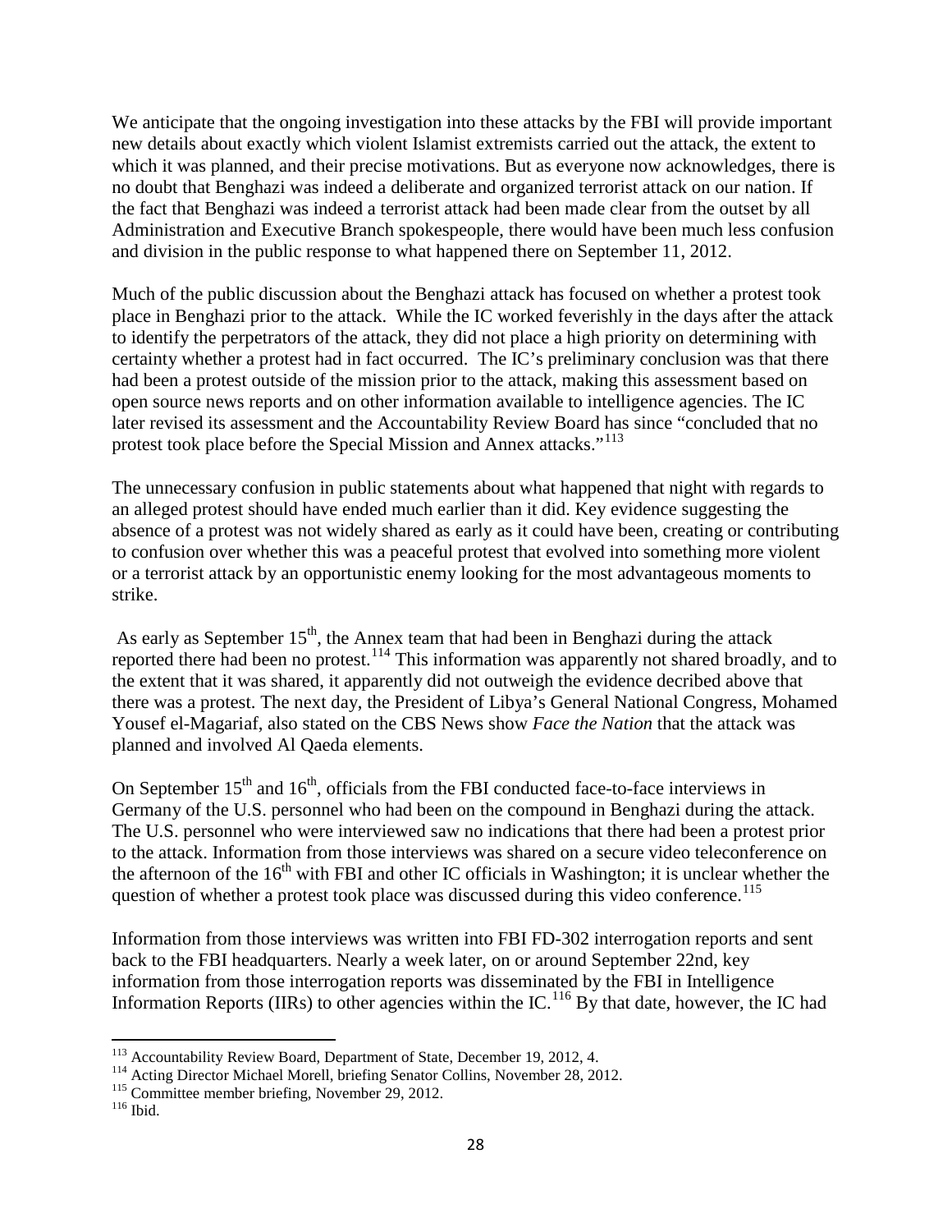We anticipate that the ongoing investigation into these attacks by the FBI will provide important new details about exactly which violent Islamist extremists carried out the attack, the extent to which it was planned, and their precise motivations. But as everyone now acknowledges, there is no doubt that Benghazi was indeed a deliberate and organized terrorist attack on our nation. If the fact that Benghazi was indeed a terrorist attack had been made clear from the outset by all Administration and Executive Branch spokespeople, there would have been much less confusion and division in the public response to what happened there on September 11, 2012.

Much of the public discussion about the Benghazi attack has focused on whether a protest took place in Benghazi prior to the attack. While the IC worked feverishly in the days after the attack to identify the perpetrators of the attack, they did not place a high priority on determining with certainty whether a protest had in fact occurred. The IC's preliminary conclusion was that there had been a protest outside of the mission prior to the attack, making this assessment based on open source news reports and on other information available to intelligence agencies. The IC later revised its assessment and the Accountability Review Board has since "concluded that no protest took place before the Special Mission and Annex attacks."[113]

The unnecessary confusion in public statements about what happened that night with regards to an alleged protest should have ended much earlier than it did. Key evidence suggesting the absence of a protest was not widely shared as early as it could have been, creating or contributing to confusion over whether this was a peaceful protest that evolved into something more violent or a terrorist attack by an opportunistic enemy looking for the most advantageous moments to strike.

As early as September 15th, the Annex team that had been in Benghazi during the attack reported there had been no protest.[114] This information was apparently not shared broadly, and to the extent that it was shared, it apparently did not outweigh the evidence decribed above that there was a protest. The next day, the President of Libya's General National Congress, Mohamed Yousef el-Magariaf, also stated on the CBS News show *Face the Nation* that the attack was planned and involved Al Qaeda elements.

On September 15th and 16th, officials from the FBI conducted face-to-face interviews in Germany of the U.S. personnel who had been on the compound in Benghazi during the attack. The U.S. personnel who were interviewed saw no indications that there had been a protest prior to the attack. Information from those interviews was shared on a secure video teleconference on the afternoon of the 16th with FBI and other IC officials in Washington; it is unclear whether the question of whether a protest took place was discussed during this video conference.[115]

Information from those interviews was written into FBI FD-302 interrogation reports and sent back to the FBI headquarters. Nearly a week later, on or around September 22nd, key information from those interrogation reports was disseminated by the FBI in Intelligence Information Reports (IIRs) to other agencies within the IC.[116] By that date, however, the IC had

---

[113] Accountability Review Board, Department of State, December 19, 2012, 4.

[114] Acting Director Michael Morell, briefing Senator Collins, November 28, 2012.

[115] Committee member briefing, November 29, 2012.

[116] Ibid.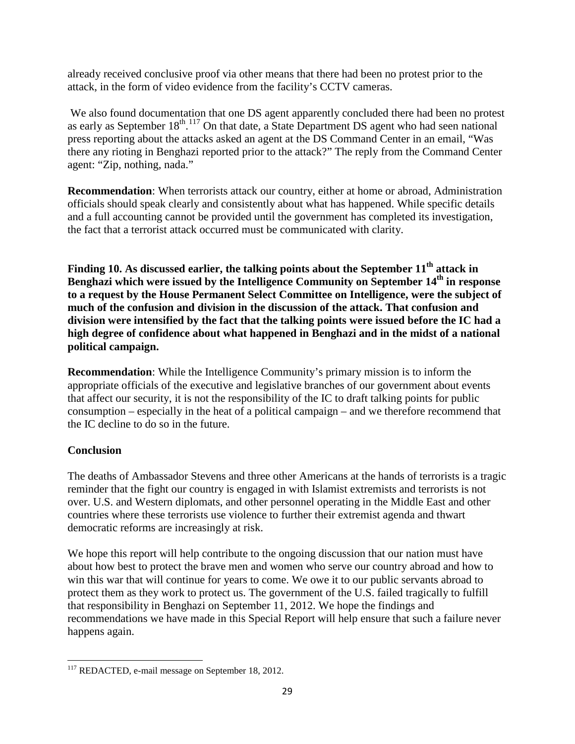already received conclusive proof via other means that there had been no protest prior to the attack, in the form of video evidence from the facility's CCTV cameras.

We also found documentation that one DS agent apparently concluded there had been no protest as early as September 18th.[117] On that date, a State Department DS agent who had seen national press reporting about the attacks asked an agent at the DS Command Center in an email, "Was there any rioting in Benghazi reported prior to the attack?" The reply from the Command Center agent: "Zip, nothing, nada."

**Recommendation**: When terrorists attack our country, either at home or abroad, Administration officials should speak clearly and consistently about what has happened. While specific details and a full accounting cannot be provided until the government has completed its investigation, the fact that a terrorist attack occurred must be communicated with clarity.

**Finding 10. As discussed earlier, the talking points about the September 11th attack in Benghazi which were issued by the Intelligence Community on September 14th in response to a request by the House Permanent Select Committee on Intelligence, were the subject of much of the confusion and division in the discussion of the attack. That confusion and division were intensified by the fact that the talking points were issued before the IC had a high degree of confidence about what happened in Benghazi and in the midst of a national political campaign.**

**Recommendation**: While the Intelligence Community's primary mission is to inform the appropriate officials of the executive and legislative branches of our government about events that affect our security, it is not the responsibility of the IC to draft talking points for public consumption – especially in the heat of a political campaign – and we therefore recommend that the IC decline to do so in the future.

## Conclusion

The deaths of Ambassador Stevens and three other Americans at the hands of terrorists is a tragic reminder that the fight our country is engaged in with Islamist extremists and terrorists is not over. U.S. and Western diplomats, and other personnel operating in the Middle East and other countries where these terrorists use violence to further their extremist agenda and thwart democratic reforms are increasingly at risk.

We hope this report will help contribute to the ongoing discussion that our nation must have about how best to protect the brave men and women who serve our country abroad and how to win this war that will continue for years to come. We owe it to our public servants abroad to protect them as they work to protect us. The government of the U.S. failed tragically to fulfill that responsibility in Benghazi on September 11, 2012. We hope the findings and recommendations we have made in this Special Report will help ensure that such a failure never happens again.

[117] REDACTED, e-mail message on September 18, 2012.